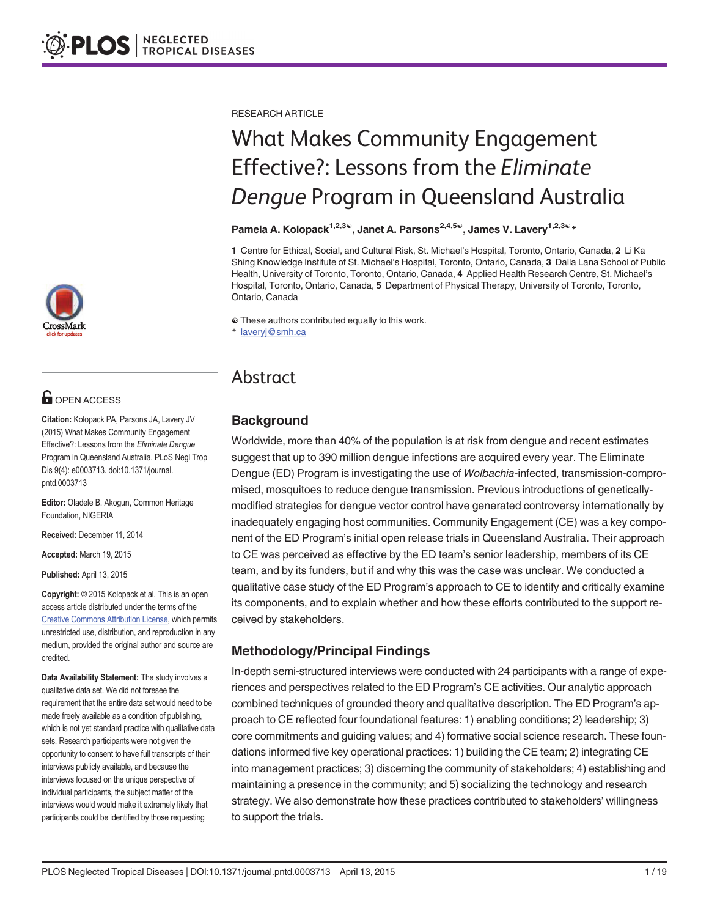RESEARCH ARTICLE

# What Makes Community Engagement Effective?: Lessons from the *Eliminate Dengue* Program in Queensland Australia

**Pamela A. Kolopack[1,2,3☯], Janet A. Parsons[2,4,5☯], James V. Lavery[1,2,3☯*]**

**1** Centre for Ethical, Social, and Cultural Risk, St. Michael's Hospital, Toronto, Ontario, Canada, **2** Li Ka Shing Knowledge Institute of St. Michael's Hospital, Toronto, Ontario, Canada, **3** Dalla Lana School of Public Health, University of Toronto, Toronto, Ontario, Canada, **4** Applied Health Research Centre, St. Michael's Hospital, Toronto, Ontario, Canada, **5** Department of Physical Therapy, University of Toronto, Toronto, Ontario, Canada

☯ These authors contributed equally to this work.
* laveryj@smh.ca

OPEN ACCESS

**Citation:** Kolopack PA, Parsons JA, Lavery JV (2015) What Makes Community Engagement Effective?: Lessons from the *Eliminate Dengue* Program in Queensland Australia. PLoS Negl Trop Dis 9(4): e0003713. doi:10.1371/journal.pntd.0003713

**Editor:** Oladele B. Akogun, Common Heritage Foundation, NIGERIA

**Received:** December 11, 2014

**Accepted:** March 19, 2015

**Published:** April 13, 2015

**Copyright:** © 2015 Kolopack et al. This is an open access article distributed under the terms of the Creative Commons Attribution License, which permits unrestricted use, distribution, and reproduction in any medium, provided the original author and source are credited.

**Data Availability Statement:** The study involves a qualitative data set. We did not foresee the requirement that the entire data set would need to be made freely available as a condition of publishing, which is not yet standard practice with qualitative data sets. Research participants were not given the opportunity to consent to have full transcripts of their interviews publicly available, and because the interviews focused on the unique perspective of individual participants, the subject matter of the interviews would would make it extremely likely that participants could be identified by those requesting

## Abstract

### Background

Worldwide, more than 40% of the population is at risk from dengue and recent estimates suggest that up to 390 million dengue infections are acquired every year. The Eliminate Dengue (ED) Program is investigating the use of *Wolbachia*-infected, transmission-compromised, mosquitoes to reduce dengue transmission. Previous introductions of genetically-modified strategies for dengue vector control have generated controversy internationally by inadequately engaging host communities. Community Engagement (CE) was a key component of the ED Program's initial open release trials in Queensland Australia. Their approach to CE was perceived as effective by the ED team's senior leadership, members of its CE team, and by its funders, but if and why this was the case was unclear. We conducted a qualitative case study of the ED Program's approach to CE to identify and critically examine its components, and to explain whether and how these efforts contributed to the support received by stakeholders.

### Methodology/Principal Findings

In-depth semi-structured interviews were conducted with 24 participants with a range of experiences and perspectives related to the ED Program's CE activities. Our analytic approach combined techniques of grounded theory and qualitative description. The ED Program's approach to CE reflected four foundational features: 1) enabling conditions; 2) leadership; 3) core commitments and guiding values; and 4) formative social science research. These foundations informed five key operational practices: 1) building the CE team; 2) integrating CE into management practices; 3) discerning the community of stakeholders; 4) establishing and maintaining a presence in the community; and 5) socializing the technology and research strategy. We also demonstrate how these practices contributed to stakeholders' willingness to support the trials.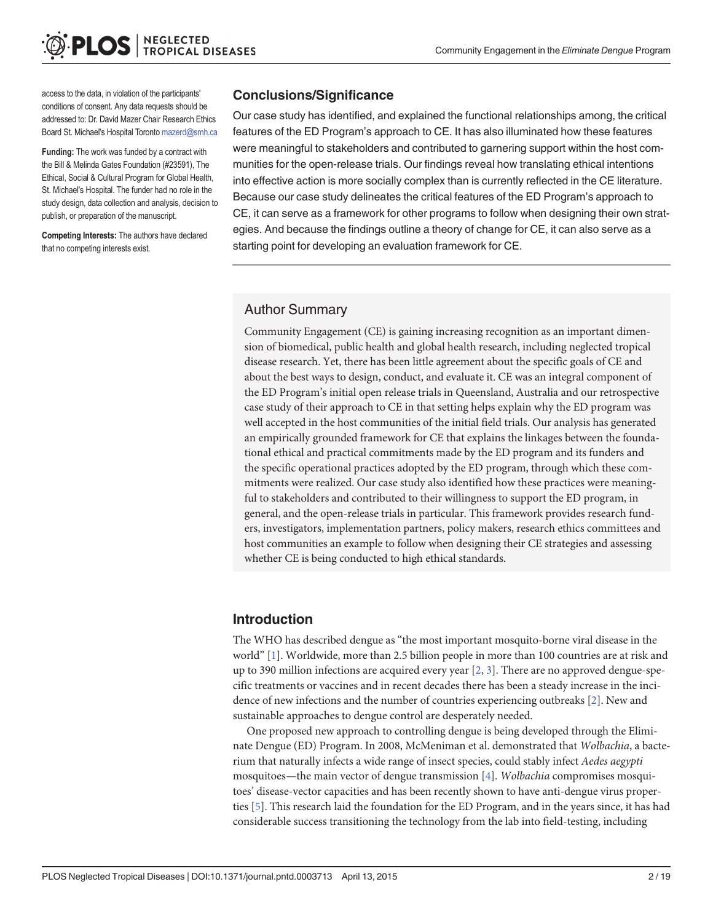access to the data, in violation of the participants' conditions of consent. Any data requests should be addressed to: Dr. David Mazer Chair Research Ethics Board St. Michael's Hospital Toronto mazerd@smh.ca

**Funding:** The work was funded by a contract with the Bill & Melinda Gates Foundation (#23591), The Ethical, Social & Cultural Program for Global Health, St. Michael's Hospital. The funder had no role in the study design, data collection and analysis, decision to publish, or preparation of the manuscript.

**Competing Interests:** The authors have declared that no competing interests exist.

### Conclusions/Significance

Our case study has identified, and explained the functional relationships among, the critical features of the ED Program's approach to CE. It has also illuminated how these features were meaningful to stakeholders and contributed to garnering support within the host communities for the open-release trials. Our findings reveal how translating ethical intentions into effective action is more socially complex than is currently reflected in the CE literature. Because our case study delineates the critical features of the ED Program's approach to CE, it can serve as a framework for other programs to follow when designing their own strategies. And because the findings outline a theory of change for CE, it can also serve as a starting point for developing an evaluation framework for CE.

## Author Summary

Community Engagement (CE) is gaining increasing recognition as an important dimension of biomedical, public health and global health research, including neglected tropical disease research. Yet, there has been little agreement about the specific goals of CE and about the best ways to design, conduct, and evaluate it. CE was an integral component of the ED Program's initial open release trials in Queensland, Australia and our retrospective case study of their approach to CE in that setting helps explain why the ED program was well accepted in the host communities of the initial field trials. Our analysis has generated an empirically grounded framework for CE that explains the linkages between the foundational ethical and practical commitments made by the ED program and its funders and the specific operational practices adopted by the ED program, through which these commitments were realized. Our case study also identified how these practices were meaningful to stakeholders and contributed to their willingness to support the ED program, in general, and the open-release trials in particular. This framework provides research funders, investigators, implementation partners, policy makers, research ethics committees and host communities an example to follow when designing their CE strategies and assessing whether CE is being conducted to high ethical standards.

## Introduction

The WHO has described dengue as "the most important mosquito-borne viral disease in the world" [1]. Worldwide, more than 2.5 billion people in more than 100 countries are at risk and up to 390 million infections are acquired every year [2, 3]. There are no approved dengue-specific treatments or vaccines and in recent decades there has been a steady increase in the incidence of new infections and the number of countries experiencing outbreaks [2]. New and sustainable approaches to dengue control are desperately needed.

One proposed new approach to controlling dengue is being developed through the Eliminate Dengue (ED) Program. In 2008, McMeniman et al. demonstrated that *Wolbachia*, a bacterium that naturally infects a wide range of insect species, could stably infect *Aedes aegypti* mosquitoes—the main vector of dengue transmission [4]. *Wolbachia* compromises mosquitoes' disease-vector capacities and has been recently shown to have anti-dengue virus properties [5]. This research laid the foundation for the ED Program, and in the years since, it has had considerable success transitioning the technology from the lab into field-testing, including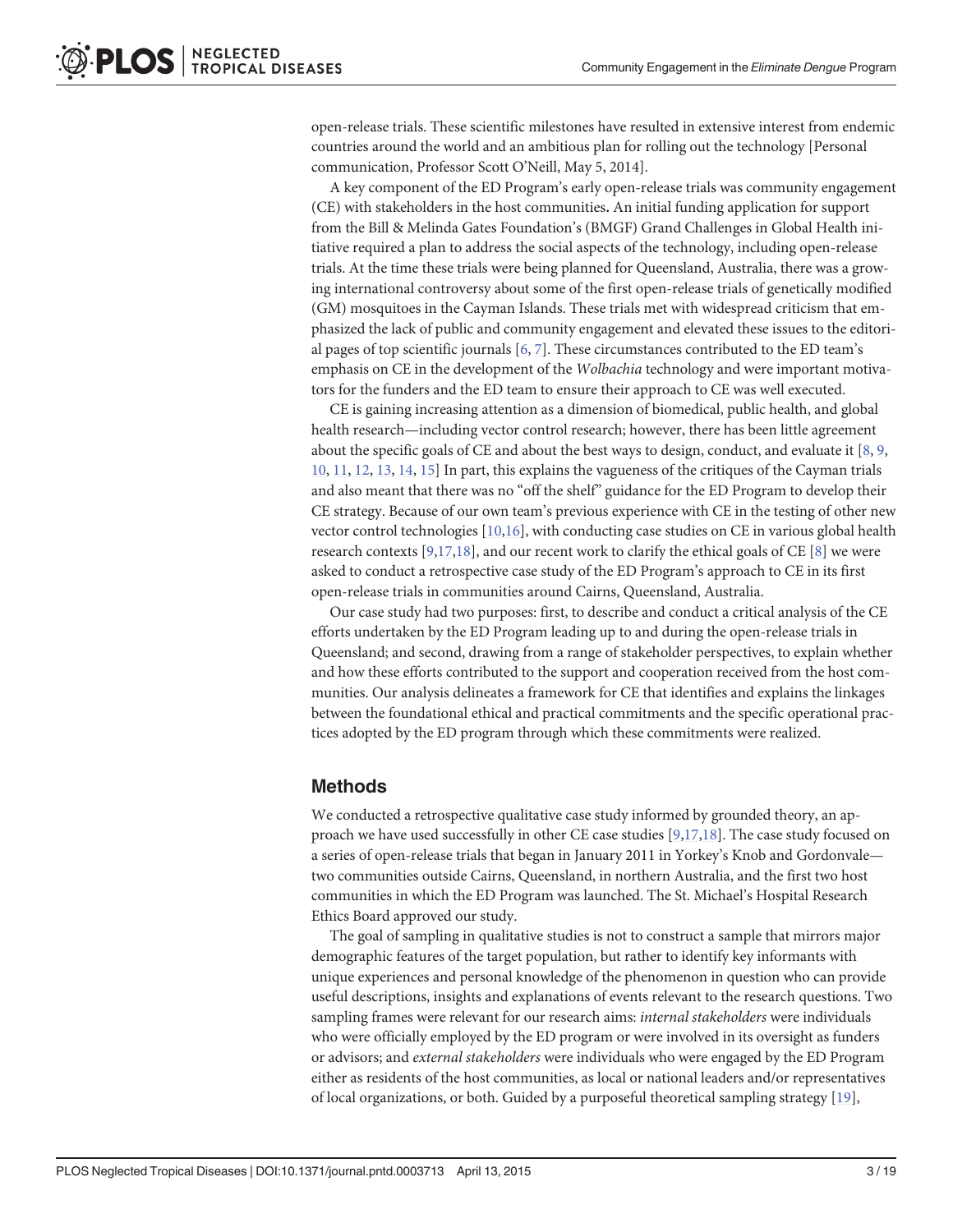open-release trials. These scientific milestones have resulted in extensive interest from endemic countries around the world and an ambitious plan for rolling out the technology [Personal communication, Professor Scott O'Neill, May 5, 2014].

A key component of the ED Program's early open-release trials was community engagement (CE) with stakeholders in the host communities**.** An initial funding application for support from the Bill & Melinda Gates Foundation's (BMGF) Grand Challenges in Global Health initiative required a plan to address the social aspects of the technology, including open-release trials. At the time these trials were being planned for Queensland, Australia, there was a growing international controversy about some of the first open-release trials of genetically modified (GM) mosquitoes in the Cayman Islands. These trials met with widespread criticism that emphasized the lack of public and community engagement and elevated these issues to the editorial pages of top scientific journals [6, 7]. These circumstances contributed to the ED team's emphasis on CE in the development of the *Wolbachia* technology and were important motivators for the funders and the ED team to ensure their approach to CE was well executed.

CE is gaining increasing attention as a dimension of biomedical, public health, and global health research—including vector control research; however, there has been little agreement about the specific goals of CE and about the best ways to design, conduct, and evaluate it [8, 9, 10, 11, 12, 13, 14, 15] In part, this explains the vagueness of the critiques of the Cayman trials and also meant that there was no "off the shelf" guidance for the ED Program to develop their CE strategy. Because of our own team's previous experience with CE in the testing of other new vector control technologies [10,16], with conducting case studies on CE in various global health research contexts [9,17,18], and our recent work to clarify the ethical goals of CE [8] we were asked to conduct a retrospective case study of the ED Program's approach to CE in its first open-release trials in communities around Cairns, Queensland, Australia.

Our case study had two purposes: first, to describe and conduct a critical analysis of the CE efforts undertaken by the ED Program leading up to and during the open-release trials in Queensland; and second, drawing from a range of stakeholder perspectives, to explain whether and how these efforts contributed to the support and cooperation received from the host communities. Our analysis delineates a framework for CE that identifies and explains the linkages between the foundational ethical and practical commitments and the specific operational practices adopted by the ED program through which these commitments were realized.

## Methods

We conducted a retrospective qualitative case study informed by grounded theory, an approach we have used successfully in other CE case studies [9,17,18]. The case study focused on a series of open-release trials that began in January 2011 in Yorkey's Knob and Gordonvale—two communities outside Cairns, Queensland, in northern Australia, and the first two host communities in which the ED Program was launched. The St. Michael's Hospital Research Ethics Board approved our study.

The goal of sampling in qualitative studies is not to construct a sample that mirrors major demographic features of the target population, but rather to identify key informants with unique experiences and personal knowledge of the phenomenon in question who can provide useful descriptions, insights and explanations of events relevant to the research questions. Two sampling frames were relevant for our research aims: *internal stakeholders* were individuals who were officially employed by the ED program or were involved in its oversight as funders or advisors; and *external stakeholders* were individuals who were engaged by the ED Program either as residents of the host communities, as local or national leaders and/or representatives of local organizations, or both. Guided by a purposeful theoretical sampling strategy [19],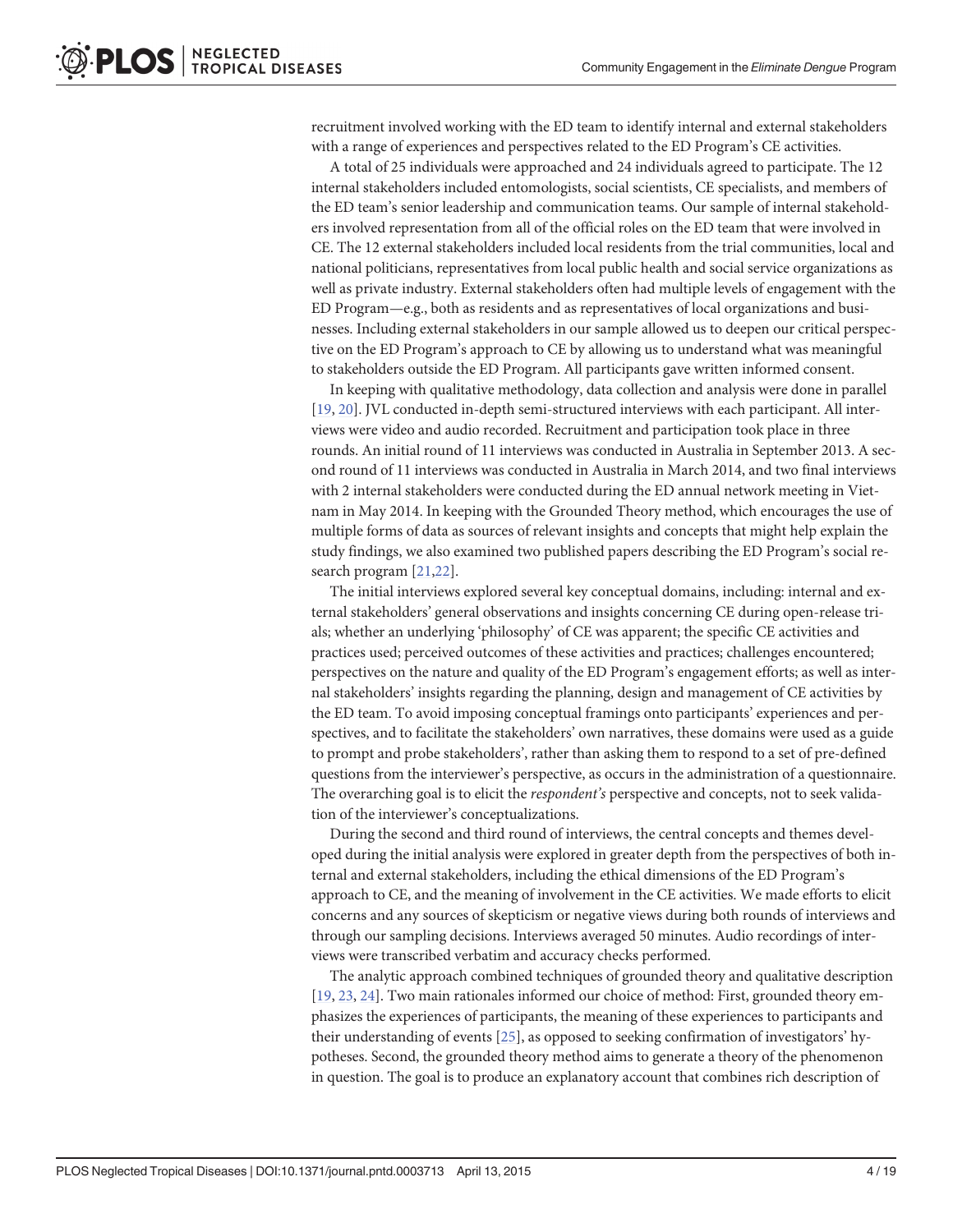recruitment involved working with the ED team to identify internal and external stakeholders with a range of experiences and perspectives related to the ED Program's CE activities.

A total of 25 individuals were approached and 24 individuals agreed to participate. The 12 internal stakeholders included entomologists, social scientists, CE specialists, and members of the ED team's senior leadership and communication teams. Our sample of internal stakeholders involved representation from all of the official roles on the ED team that were involved in CE. The 12 external stakeholders included local residents from the trial communities, local and national politicians, representatives from local public health and social service organizations as well as private industry. External stakeholders often had multiple levels of engagement with the ED Program—e.g., both as residents and as representatives of local organizations and businesses. Including external stakeholders in our sample allowed us to deepen our critical perspective on the ED Program's approach to CE by allowing us to understand what was meaningful to stakeholders outside the ED Program. All participants gave written informed consent.

In keeping with qualitative methodology, data collection and analysis were done in parallel [19, 20]. JVL conducted in-depth semi-structured interviews with each participant. All interviews were video and audio recorded. Recruitment and participation took place in three rounds. An initial round of 11 interviews was conducted in Australia in September 2013. A second round of 11 interviews was conducted in Australia in March 2014, and two final interviews with 2 internal stakeholders were conducted during the ED annual network meeting in Vietnam in May 2014. In keeping with the Grounded Theory method, which encourages the use of multiple forms of data as sources of relevant insights and concepts that might help explain the study findings, we also examined two published papers describing the ED Program's social research program [21,22].

The initial interviews explored several key conceptual domains, including: internal and external stakeholders' general observations and insights concerning CE during open-release trials; whether an underlying 'philosophy' of CE was apparent; the specific CE activities and practices used; perceived outcomes of these activities and practices; challenges encountered; perspectives on the nature and quality of the ED Program's engagement efforts; as well as internal stakeholders' insights regarding the planning, design and management of CE activities by the ED team. To avoid imposing conceptual framings onto participants' experiences and perspectives, and to facilitate the stakeholders' own narratives, these domains were used as a guide to prompt and probe stakeholders', rather than asking them to respond to a set of pre-defined questions from the interviewer's perspective, as occurs in the administration of a questionnaire. The overarching goal is to elicit the *respondent's* perspective and concepts, not to seek validation of the interviewer's conceptualizations.

During the second and third round of interviews, the central concepts and themes developed during the initial analysis were explored in greater depth from the perspectives of both internal and external stakeholders, including the ethical dimensions of the ED Program's approach to CE, and the meaning of involvement in the CE activities. We made efforts to elicit concerns and any sources of skepticism or negative views during both rounds of interviews and through our sampling decisions. Interviews averaged 50 minutes. Audio recordings of interviews were transcribed verbatim and accuracy checks performed.

The analytic approach combined techniques of grounded theory and qualitative description [19, 23, 24]. Two main rationales informed our choice of method: First, grounded theory emphasizes the experiences of participants, the meaning of these experiences to participants and their understanding of events [25], as opposed to seeking confirmation of investigators' hypotheses. Second, the grounded theory method aims to generate a theory of the phenomenon in question. The goal is to produce an explanatory account that combines rich description of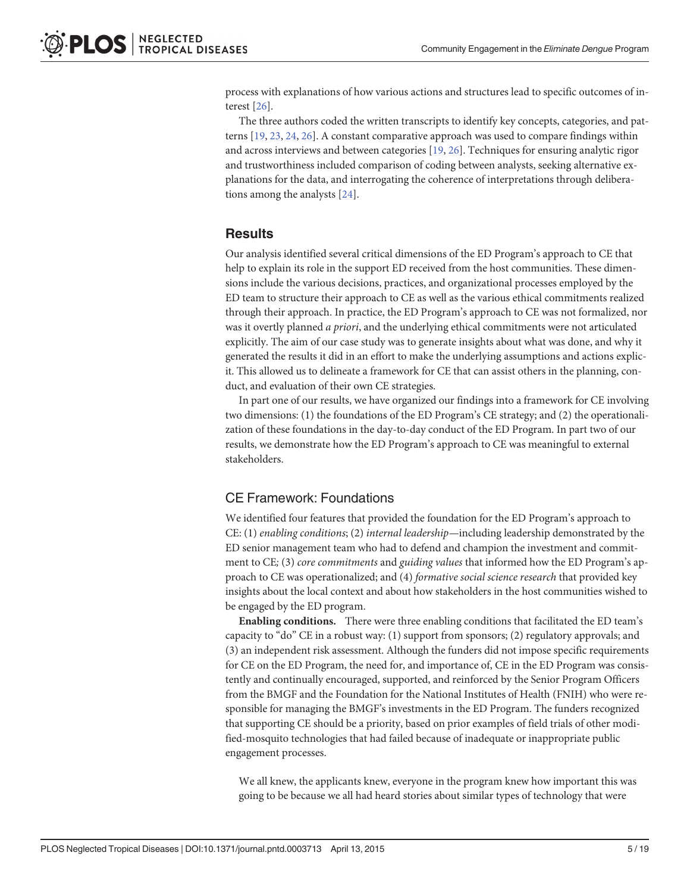process with explanations of how various actions and structures lead to specific outcomes of interest [26].

The three authors coded the written transcripts to identify key concepts, categories, and patterns [19, 23, 24, 26]. A constant comparative approach was used to compare findings within and across interviews and between categories [19, 26]. Techniques for ensuring analytic rigor and trustworthiness included comparison of coding between analysts, seeking alternative explanations for the data, and interrogating the coherence of interpretations through deliberations among the analysts [24].

## Results

Our analysis identified several critical dimensions of the ED Program's approach to CE that help to explain its role in the support ED received from the host communities. These dimensions include the various decisions, practices, and organizational processes employed by the ED team to structure their approach to CE as well as the various ethical commitments realized through their approach. In practice, the ED Program's approach to CE was not formalized, nor was it overtly planned *a priori*, and the underlying ethical commitments were not articulated explicitly. The aim of our case study was to generate insights about what was done, and why it generated the results it did in an effort to make the underlying assumptions and actions explicit. This allowed us to delineate a framework for CE that can assist others in the planning, conduct, and evaluation of their own CE strategies.

In part one of our results, we have organized our findings into a framework for CE involving two dimensions: (1) the foundations of the ED Program's CE strategy; and (2) the operationalization of these foundations in the day-to-day conduct of the ED Program. In part two of our results, we demonstrate how the ED Program's approach to CE was meaningful to external stakeholders.

### CE Framework: Foundations

We identified four features that provided the foundation for the ED Program's approach to CE: (1) *enabling conditions*; (2) *internal leadership*—including leadership demonstrated by the ED senior management team who had to defend and champion the investment and commitment to CE; (3) *core commitments* and *guiding values* that informed how the ED Program's approach to CE was operationalized; and (4) *formative social science research* that provided key insights about the local context and about how stakeholders in the host communities wished to be engaged by the ED program.

**Enabling conditions.** There were three enabling conditions that facilitated the ED team's capacity to "do" CE in a robust way: (1) support from sponsors; (2) regulatory approvals; and (3) an independent risk assessment. Although the funders did not impose specific requirements for CE on the ED Program, the need for, and importance of, CE in the ED Program was consistently and continually encouraged, supported, and reinforced by the Senior Program Officers from the BMGF and the Foundation for the National Institutes of Health (FNIH) who were responsible for managing the BMGF's investments in the ED Program. The funders recognized that supporting CE should be a priority, based on prior examples of field trials of other modified-mosquito technologies that had failed because of inadequate or inappropriate public engagement processes.

> We all knew, the applicants knew, everyone in the program knew how important this was going to be because we all had heard stories about similar types of technology that were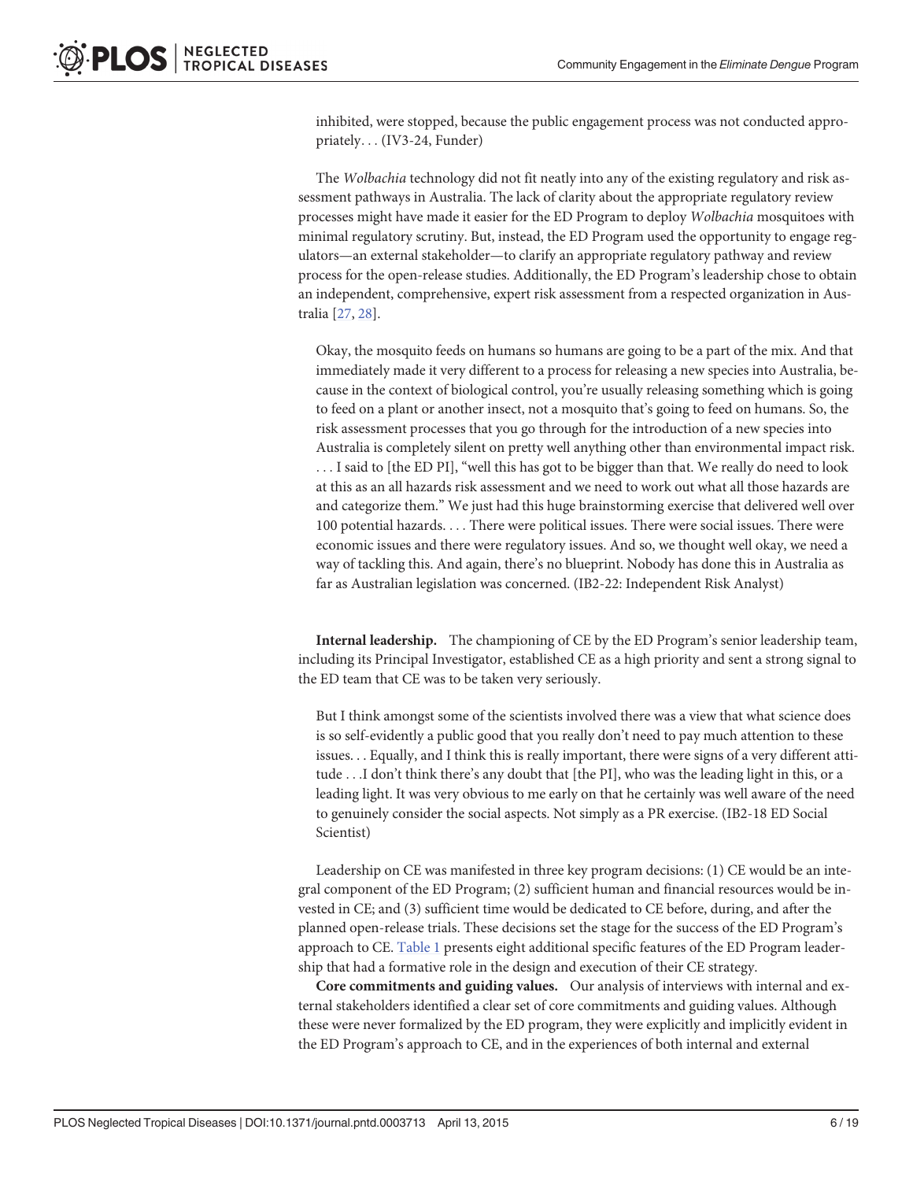inhibited, were stopped, because the public engagement process was not conducted appropriately. . . (IV3-24, Funder)

The *Wolbachia* technology did not fit neatly into any of the existing regulatory and risk assessment pathways in Australia. The lack of clarity about the appropriate regulatory review processes might have made it easier for the ED Program to deploy *Wolbachia* mosquitoes with minimal regulatory scrutiny. But, instead, the ED Program used the opportunity to engage regulators—an external stakeholder—to clarify an appropriate regulatory pathway and review process for the open-release studies. Additionally, the ED Program's leadership chose to obtain an independent, comprehensive, expert risk assessment from a respected organization in Australia [27, 28].

> Okay, the mosquito feeds on humans so humans are going to be a part of the mix. And that immediately made it very different to a process for releasing a new species into Australia, because in the context of biological control, you're usually releasing something which is going to feed on a plant or another insect, not a mosquito that's going to feed on humans. So, the risk assessment processes that you go through for the introduction of a new species into Australia is completely silent on pretty well anything other than environmental impact risk. . . . I said to [the ED PI], "well this has got to be bigger than that. We really do need to look at this as an all hazards risk assessment and we need to work out what all those hazards are and categorize them." We just had this huge brainstorming exercise that delivered well over 100 potential hazards. . . . There were political issues. There were social issues. There were economic issues and there were regulatory issues. And so, we thought well okay, we need a way of tackling this. And again, there's no blueprint. Nobody has done this in Australia as far as Australian legislation was concerned. (IB2-22: Independent Risk Analyst)

**Internal leadership.** The championing of CE by the ED Program's senior leadership team, including its Principal Investigator, established CE as a high priority and sent a strong signal to the ED team that CE was to be taken very seriously.

> But I think amongst some of the scientists involved there was a view that what science does is so self-evidently a public good that you really don't need to pay much attention to these issues. . . Equally, and I think this is really important, there were signs of a very different attitude . . .I don't think there's any doubt that [the PI], who was the leading light in this, or a leading light. It was very obvious to me early on that he certainly was well aware of the need to genuinely consider the social aspects. Not simply as a PR exercise. (IB2-18 ED Social Scientist)

Leadership on CE was manifested in three key program decisions: (1) CE would be an integral component of the ED Program; (2) sufficient human and financial resources would be invested in CE; and (3) sufficient time would be dedicated to CE before, during, and after the planned open-release trials. These decisions set the stage for the success of the ED Program's approach to CE. Table 1 presents eight additional specific features of the ED Program leadership that had a formative role in the design and execution of their CE strategy.

**Core commitments and guiding values.** Our analysis of interviews with internal and external stakeholders identified a clear set of core commitments and guiding values. Although these were never formalized by the ED program, they were explicitly and implicitly evident in the ED Program's approach to CE, and in the experiences of both internal and external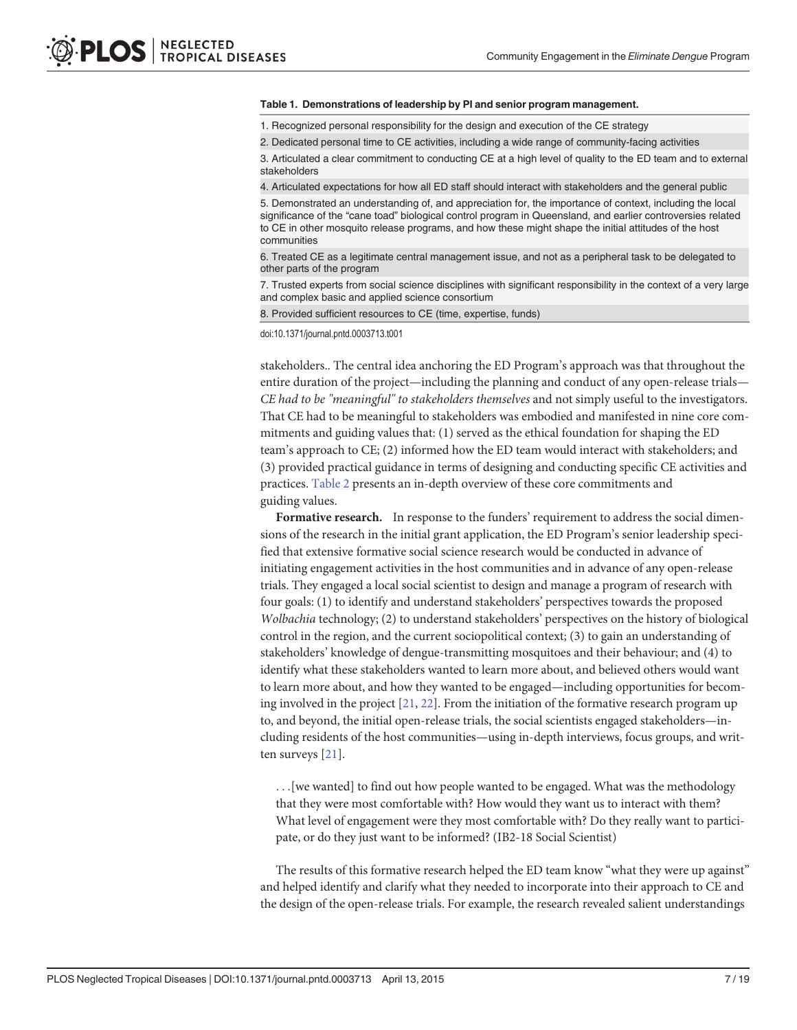**Table 1. Demonstrations of leadership by PI and senior program management.**

| |
|---|
| 1. Recognized personal responsibility for the design and execution of the CE strategy |
| 2. Dedicated personal time to CE activities, including a wide range of community-facing activities |
| 3. Articulated a clear commitment to conducting CE at a high level of quality to the ED team and to external stakeholders |
| 4. Articulated expectations for how all ED staff should interact with stakeholders and the general public |
| 5. Demonstrated an understanding of, and appreciation for, the importance of context, including the local significance of the "cane toad" biological control program in Queensland, and earlier controversies related to CE in other mosquito release programs, and how these might shape the initial attitudes of the host communities |
| 6. Treated CE as a legitimate central management issue, and not as a peripheral task to be delegated to other parts of the program |
| 7. Trusted experts from social science disciplines with significant responsibility in the context of a very large and complex basic and applied science consortium |
| 8. Provided sufficient resources to CE (time, expertise, funds) |

doi:10.1371/journal.pntd.0003713.t001

stakeholders.. The central idea anchoring the ED Program's approach was that throughout the entire duration of the project—including the planning and conduct of any open-release trials—*CE had to be "meaningful" to stakeholders themselves* and not simply useful to the investigators. That CE had to be meaningful to stakeholders was embodied and manifested in nine core commitments and guiding values that: (1) served as the ethical foundation for shaping the ED team's approach to CE; (2) informed how the ED team would interact with stakeholders; and (3) provided practical guidance in terms of designing and conducting specific CE activities and practices. Table 2 presents an in-depth overview of these core commitments and guiding values.

**Formative research.** In response to the funders' requirement to address the social dimensions of the research in the initial grant application, the ED Program's senior leadership specified that extensive formative social science research would be conducted in advance of initiating engagement activities in the host communities and in advance of any open-release trials. They engaged a local social scientist to design and manage a program of research with four goals: (1) to identify and understand stakeholders' perspectives towards the proposed *Wolbachia* technology; (2) to understand stakeholders' perspectives on the history of biological control in the region, and the current sociopolitical context; (3) to gain an understanding of stakeholders' knowledge of dengue-transmitting mosquitoes and their behaviour; and (4) to identify what these stakeholders wanted to learn more about, and believed others would want to learn more about, and how they wanted to be engaged—including opportunities for becoming involved in the project [21, 22]. From the initiation of the formative research program up to, and beyond, the initial open-release trials, the social scientists engaged stakeholders—including residents of the host communities—using in-depth interviews, focus groups, and written surveys [21].

> . . .[we wanted] to find out how people wanted to be engaged. What was the methodology that they were most comfortable with? How would they want us to interact with them? What level of engagement were they most comfortable with? Do they really want to participate, or do they just want to be informed? (IB2-18 Social Scientist)

The results of this formative research helped the ED team know "what they were up against" and helped identify and clarify what they needed to incorporate into their approach to CE and the design of the open-release trials. For example, the research revealed salient understandings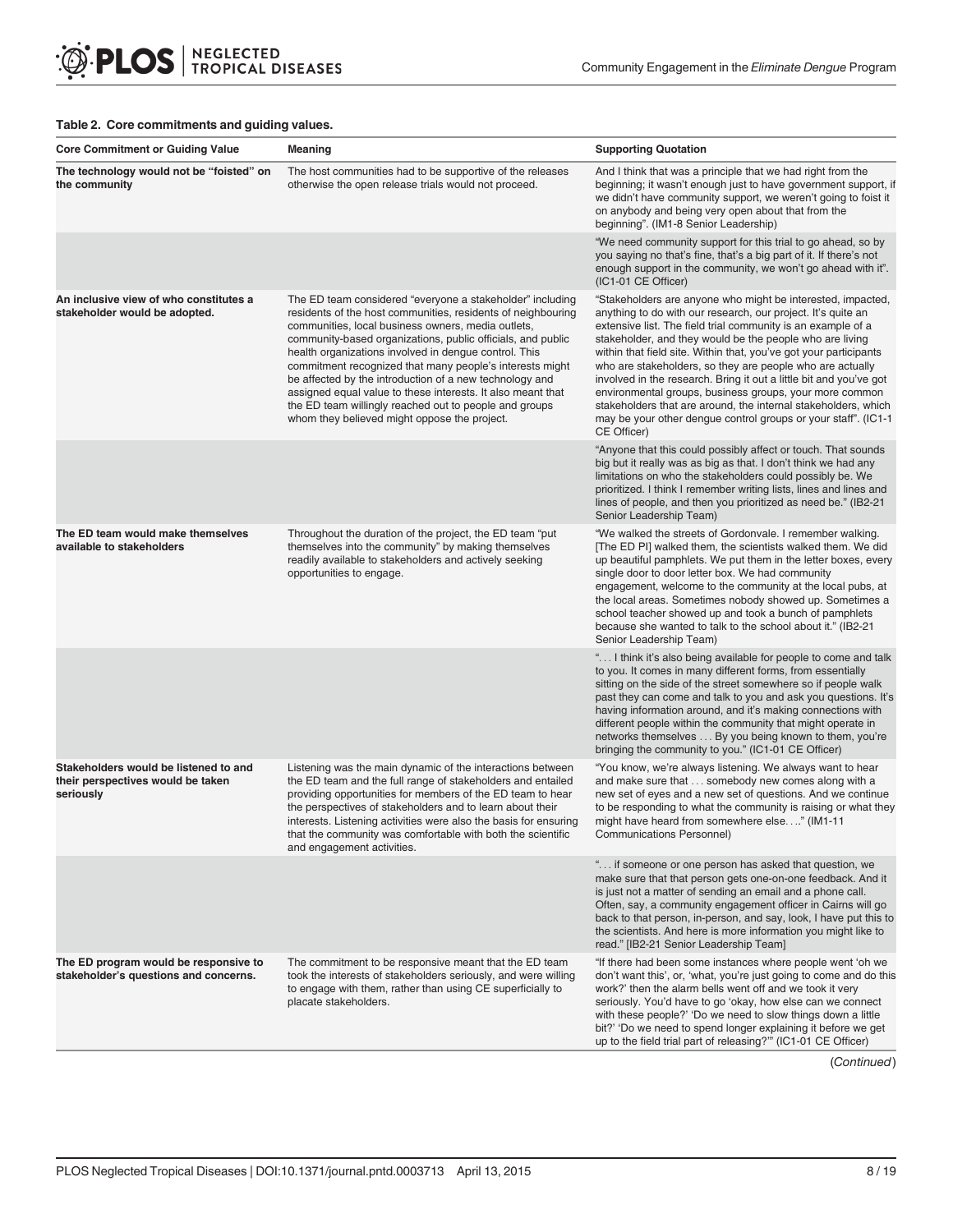**Table 2. Core commitments and guiding values.**

| Core Commitment or Guiding Value | Meaning | Supporting Quotation |
|---|---|---|
| **The technology would not be "foisted" on the community** | The host communities had to be supportive of the releases otherwise the open release trials would not proceed. | And I think that was a principle that we had right from the beginning; it wasn't enough just to have government support, if we didn't have community support, we weren't going to foist it on anybody and being very open about that from the beginning". (IM1-8 Senior Leadership) |
| | | "We need community support for this trial to go ahead, so by you saying no that's fine, that's a big part of it. If there's not enough support in the community, we won't go ahead with it". (IC1-01 CE Officer) |
| **An inclusive view of who constitutes a stakeholder would be adopted.** | The ED team considered "everyone a stakeholder" including residents of the host communities, residents of neighbouring communities, local business owners, media outlets, community-based organizations, public officials, and public health organizations involved in dengue control. This commitment recognized that many people's interests might be affected by the introduction of a new technology and assigned equal value to these interests. It also meant that the ED team willingly reached out to people and groups whom they believed might oppose the project. | "Stakeholders are anyone who might be interested, impacted, anything to do with our research, our project. It's quite an extensive list. The field trial community is an example of a stakeholder, and they would be the people who are living within that field site. Within that, you've got your participants who are stakeholders, so they are people who are actually involved in the research. Bring it out a little bit and you've got environmental groups, business groups, your more common stakeholders that are around, the internal stakeholders, which may be your other dengue control groups or your staff". (IC1-1 CE Officer) |
| | | "Anyone that this could possibly affect or touch. That sounds big but it really was as big as that. I don't think we had any limitations on who the stakeholders could possibly be. We prioritized. I think I remember writing lists, lines and lines and lines of people, and then you prioritized as need be." (IB2-21 Senior Leadership Team) |
| **The ED team would make themselves available to stakeholders** | Throughout the duration of the project, the ED team "put themselves into the community" by making themselves readily available to stakeholders and actively seeking opportunities to engage. | "We walked the streets of Gordonvale. I remember walking. [The ED PI] walked them, the scientists walked them. We did up beautiful pamphlets. We put them in the letter boxes, every single door to door letter box. We had community engagement, welcome to the community at the local pubs, at the local areas. Sometimes nobody showed up. Sometimes a school teacher showed up and took a bunch of pamphlets because she wanted to talk to the school about it." (IB2-21 Senior Leadership Team) |
| | | ". . . I think it's also being available for people to come and talk to you. It comes in many different forms, from essentially sitting on the side of the street somewhere so if people walk past they can come and talk to you and ask you questions. It's having information around, and it's making connections with different people within the community that might operate in networks themselves . . . By you being known to them, you're bringing the community to you." (IC1-01 CE Officer) |
| **Stakeholders would be listened to and their perspectives would be taken seriously** | Listening was the main dynamic of the interactions between the ED team and the full range of stakeholders and entailed providing opportunities for members of the ED team to hear the perspectives of stakeholders and to learn about their interests. Listening activities were also the basis for ensuring that the community was comfortable with both the scientific and engagement activities. | "You know, we're always listening. We always want to hear and make sure that . . . somebody new comes along with a new set of eyes and a new set of questions. And we continue to be responding to what the community is raising or what they might have heard from somewhere else. . .." (IM1-11 Communications Personnel) |
| | | ". . . if someone or one person has asked that question, we make sure that that person gets one-on-one feedback. And it is just not a matter of sending an email and a phone call. Often, say, a community engagement officer in Cairns will go back to that person, in-person, and say, look, I have put this to the scientists. And here is more information you might like to read." [IB2-21 Senior Leadership Team] |
| **The ED program would be responsive to stakeholder's questions and concerns.** | The commitment to be responsive meant that the ED team took the interests of stakeholders seriously, and were willing to engage with them, rather than using CE superficially to placate stakeholders. | "If there had been some instances where people went 'oh we don't want this', or, 'what, you're just going to come and do this work?' then the alarm bells went off and we took it very seriously. You'd have to go 'okay, how else can we connect with these people?' 'Do we need to slow things down a little bit?' 'Do we need to spend longer explaining it before we get up to the field trial part of releasing?'" (IC1-01 CE Officer) |

(*Continued*)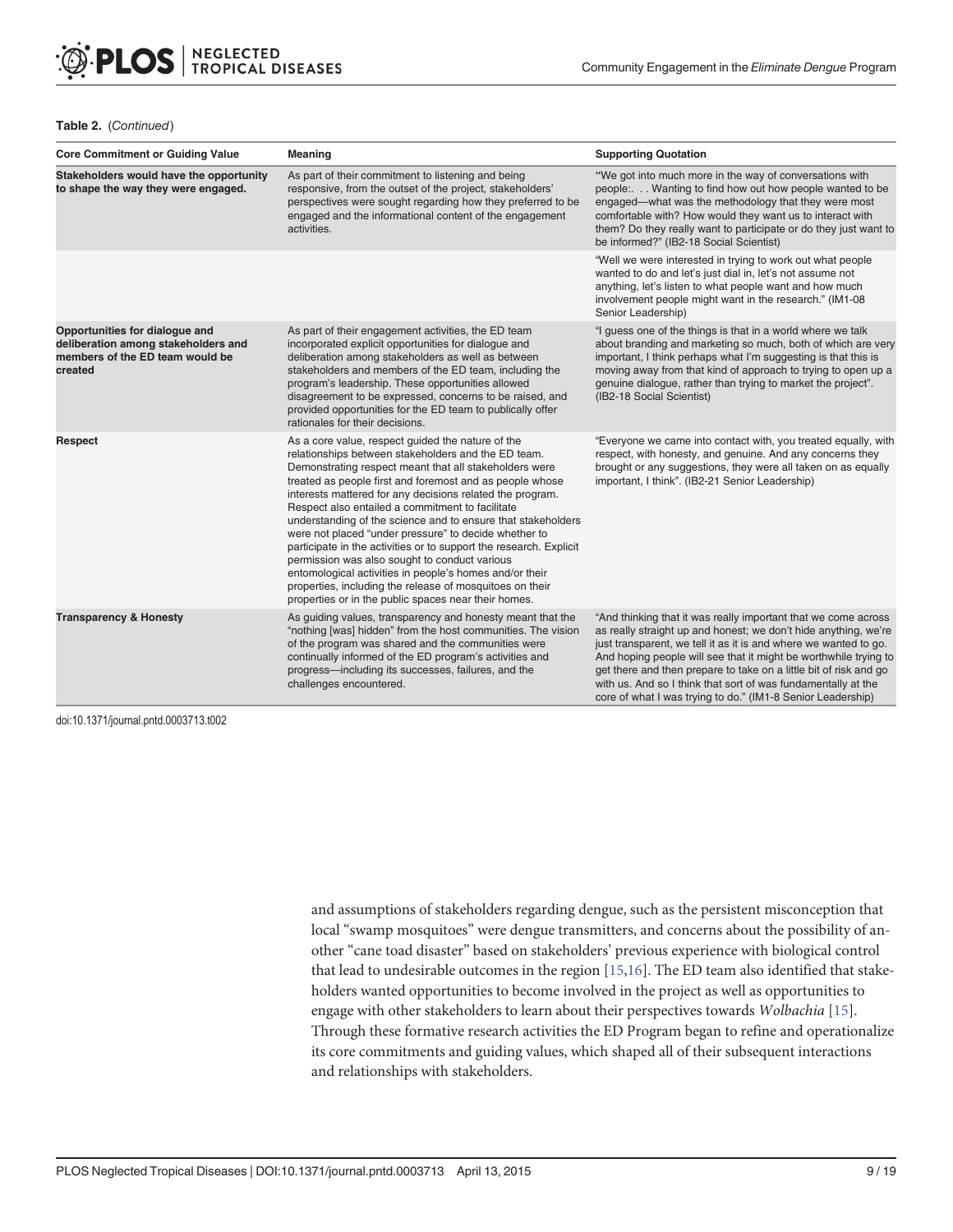**Table 2.** (*Continued*)

| Core Commitment or Guiding Value | Meaning | Supporting Quotation |
| --- | --- | --- |
| **Stakeholders would have the opportunity to shape the way they were engaged.** | As part of their commitment to listening and being responsive, from the outset of the project, stakeholders' perspectives were sought regarding how they preferred to be engaged and the informational content of the engagement activities. | "We got into much more in the way of conversations with people:. . . Wanting to find how out how people wanted to be engaged—what was the methodology that they were most comfortable with? How would they want us to interact with them? Do they really want to participate or do they just want to be informed?" (IB2-18 Social Scientist) |
| | | "Well we were interested in trying to work out what people wanted to do and let's just dial in, let's not assume not anything, let's listen to what people want and how much involvement people might want in the research." (IM1-08 Senior Leadership) |
| **Opportunities for dialogue and deliberation among stakeholders and members of the ED team would be created** | As part of their engagement activities, the ED team incorporated explicit opportunities for dialogue and deliberation among stakeholders as well as between stakeholders and members of the ED team, including the program's leadership. These opportunities allowed disagreement to be expressed, concerns to be raised, and provided opportunities for the ED team to publically offer rationales for their decisions. | "I guess one of the things is that in a world where we talk about branding and marketing so much, both of which are very important, I think perhaps what I'm suggesting is that this is moving away from that kind of approach to trying to open up a genuine dialogue, rather than trying to market the project". (IB2-18 Social Scientist) |
| **Respect** | As a core value, respect guided the nature of the relationships between stakeholders and the ED team. Demonstrating respect meant that all stakeholders were treated as people first and foremost and as people whose interests mattered for any decisions related the program. Respect also entailed a commitment to facilitate understanding of the science and to ensure that stakeholders were not placed "under pressure" to decide whether to participate in the activities or to support the research. Explicit permission was also sought to conduct various entomological activities in people's homes and/or their properties, including the release of mosquitoes on their properties or in the public spaces near their homes. | "Everyone we came into contact with, you treated equally, with respect, with honesty, and genuine. And any concerns they brought or any suggestions, they were all taken on as equally important, I think". (IB2-21 Senior Leadership) |
| **Transparency & Honesty** | As guiding values, transparency and honesty meant that the "nothing [was] hidden" from the host communities. The vision of the program was shared and the communities were continually informed of the ED program's activities and progress—including its successes, failures, and the challenges encountered. | "And thinking that it was really important that we come across as really straight up and honest; we don't hide anything, we're just transparent, we tell it as it is and where we wanted to go. And hoping people will see that it might be worthwhile trying to get there and then prepare to take on a little bit of risk and go with us. And so I think that sort of was fundamentally at the core of what I was trying to do." (IM1-8 Senior Leadership) |

doi:10.1371/journal.pntd.0003713.t002

and assumptions of stakeholders regarding dengue, such as the persistent misconception that local "swamp mosquitoes" were dengue transmitters, and concerns about the possibility of another "cane toad disaster" based on stakeholders' previous experience with biological control that lead to undesirable outcomes in the region [15,16]. The ED team also identified that stakeholders wanted opportunities to become involved in the project as well as opportunities to engage with other stakeholders to learn about their perspectives towards *Wolbachia* [15]. Through these formative research activities the ED Program began to refine and operationalize its core commitments and guiding values, which shaped all of their subsequent interactions and relationships with stakeholders.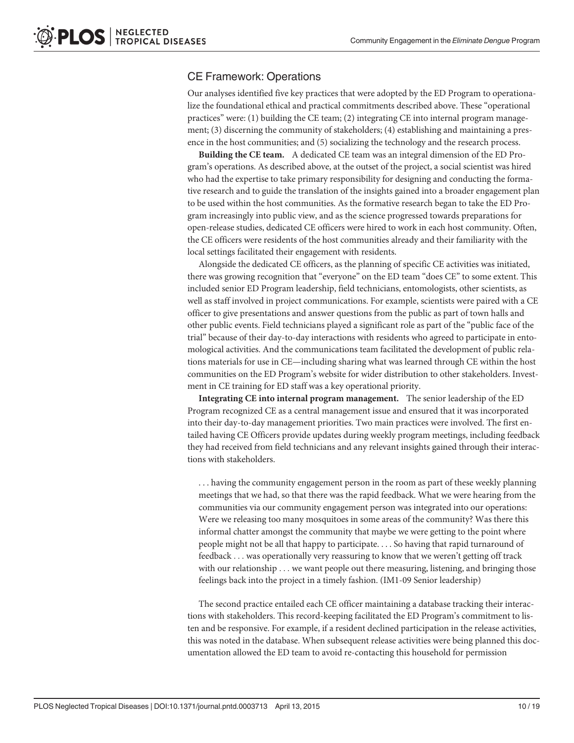## CE Framework: Operations

Our analyses identified five key practices that were adopted by the ED Program to operationalize the foundational ethical and practical commitments described above. These "operational practices" were: (1) building the CE team; (2) integrating CE into internal program management; (3) discerning the community of stakeholders; (4) establishing and maintaining a presence in the host communities; and (5) socializing the technology and the research process.

**Building the CE team.** A dedicated CE team was an integral dimension of the ED Program's operations. As described above, at the outset of the project, a social scientist was hired who had the expertise to take primary responsibility for designing and conducting the formative research and to guide the translation of the insights gained into a broader engagement plan to be used within the host communities. As the formative research began to take the ED Program increasingly into public view, and as the science progressed towards preparations for open-release studies, dedicated CE officers were hired to work in each host community. Often, the CE officers were residents of the host communities already and their familiarity with the local settings facilitated their engagement with residents.

Alongside the dedicated CE officers, as the planning of specific CE activities was initiated, there was growing recognition that "everyone" on the ED team "does CE" to some extent. This included senior ED Program leadership, field technicians, entomologists, other scientists, as well as staff involved in project communications. For example, scientists were paired with a CE officer to give presentations and answer questions from the public as part of town halls and other public events. Field technicians played a significant role as part of the "public face of the trial" because of their day-to-day interactions with residents who agreed to participate in entomological activities. And the communications team facilitated the development of public relations materials for use in CE—including sharing what was learned through CE within the host communities on the ED Program's website for wider distribution to other stakeholders. Investment in CE training for ED staff was a key operational priority.

**Integrating CE into internal program management.** The senior leadership of the ED Program recognized CE as a central management issue and ensured that it was incorporated into their day-to-day management priorities. Two main practices were involved. The first entailed having CE Officers provide updates during weekly program meetings, including feedback they had received from field technicians and any relevant insights gained through their interactions with stakeholders.

> . . . having the community engagement person in the room as part of these weekly planning meetings that we had, so that there was the rapid feedback. What we were hearing from the communities via our community engagement person was integrated into our operations: Were we releasing too many mosquitoes in some areas of the community? Was there this informal chatter amongst the community that maybe we were getting to the point where people might not be all that happy to participate. . . . So having that rapid turnaround of feedback . . . was operationally very reassuring to know that we weren't getting off track with our relationship . . . we want people out there measuring, listening, and bringing those feelings back into the project in a timely fashion. (IM1-09 Senior leadership)

The second practice entailed each CE officer maintaining a database tracking their interactions with stakeholders. This record-keeping facilitated the ED Program's commitment to listen and be responsive. For example, if a resident declined participation in the release activities, this was noted in the database. When subsequent release activities were being planned this documentation allowed the ED team to avoid re-contacting this household for permission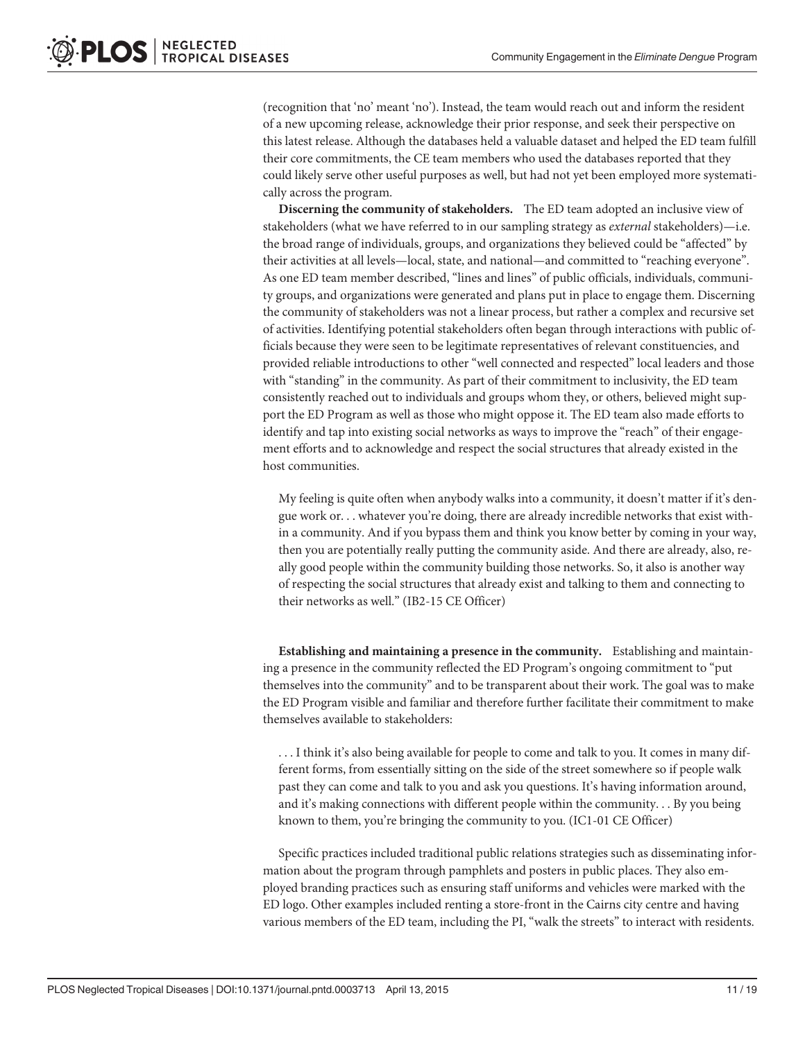(recognition that 'no' meant 'no'). Instead, the team would reach out and inform the resident of a new upcoming release, acknowledge their prior response, and seek their perspective on this latest release. Although the databases held a valuable dataset and helped the ED team fulfill their core commitments, the CE team members who used the databases reported that they could likely serve other useful purposes as well, but had not yet been employed more systematically across the program.

**Discerning the community of stakeholders.** The ED team adopted an inclusive view of stakeholders (what we have referred to in our sampling strategy as *external* stakeholders)—i.e. the broad range of individuals, groups, and organizations they believed could be "affected" by their activities at all levels—local, state, and national—and committed to "reaching everyone". As one ED team member described, "lines and lines" of public officials, individuals, community groups, and organizations were generated and plans put in place to engage them. Discerning the community of stakeholders was not a linear process, but rather a complex and recursive set of activities. Identifying potential stakeholders often began through interactions with public officials because they were seen to be legitimate representatives of relevant constituencies, and provided reliable introductions to other "well connected and respected" local leaders and those with "standing" in the community. As part of their commitment to inclusivity, the ED team consistently reached out to individuals and groups whom they, or others, believed might support the ED Program as well as those who might oppose it. The ED team also made efforts to identify and tap into existing social networks as ways to improve the "reach" of their engagement efforts and to acknowledge and respect the social structures that already existed in the host communities.

> My feeling is quite often when anybody walks into a community, it doesn't matter if it's dengue work or. . . whatever you're doing, there are already incredible networks that exist within a community. And if you bypass them and think you know better by coming in your way, then you are potentially really putting the community aside. And there are already, also, really good people within the community building those networks. So, it also is another way of respecting the social structures that already exist and talking to them and connecting to their networks as well." (IB2-15 CE Officer)

**Establishing and maintaining a presence in the community.** Establishing and maintaining a presence in the community reflected the ED Program's ongoing commitment to "put themselves into the community" and to be transparent about their work. The goal was to make the ED Program visible and familiar and therefore further facilitate their commitment to make themselves available to stakeholders:

> . . . I think it's also being available for people to come and talk to you. It comes in many different forms, from essentially sitting on the side of the street somewhere so if people walk past they can come and talk to you and ask you questions. It's having information around, and it's making connections with different people within the community. . . By you being known to them, you're bringing the community to you. (IC1-01 CE Officer)

Specific practices included traditional public relations strategies such as disseminating information about the program through pamphlets and posters in public places. They also employed branding practices such as ensuring staff uniforms and vehicles were marked with the ED logo. Other examples included renting a store-front in the Cairns city centre and having various members of the ED team, including the PI, "walk the streets" to interact with residents.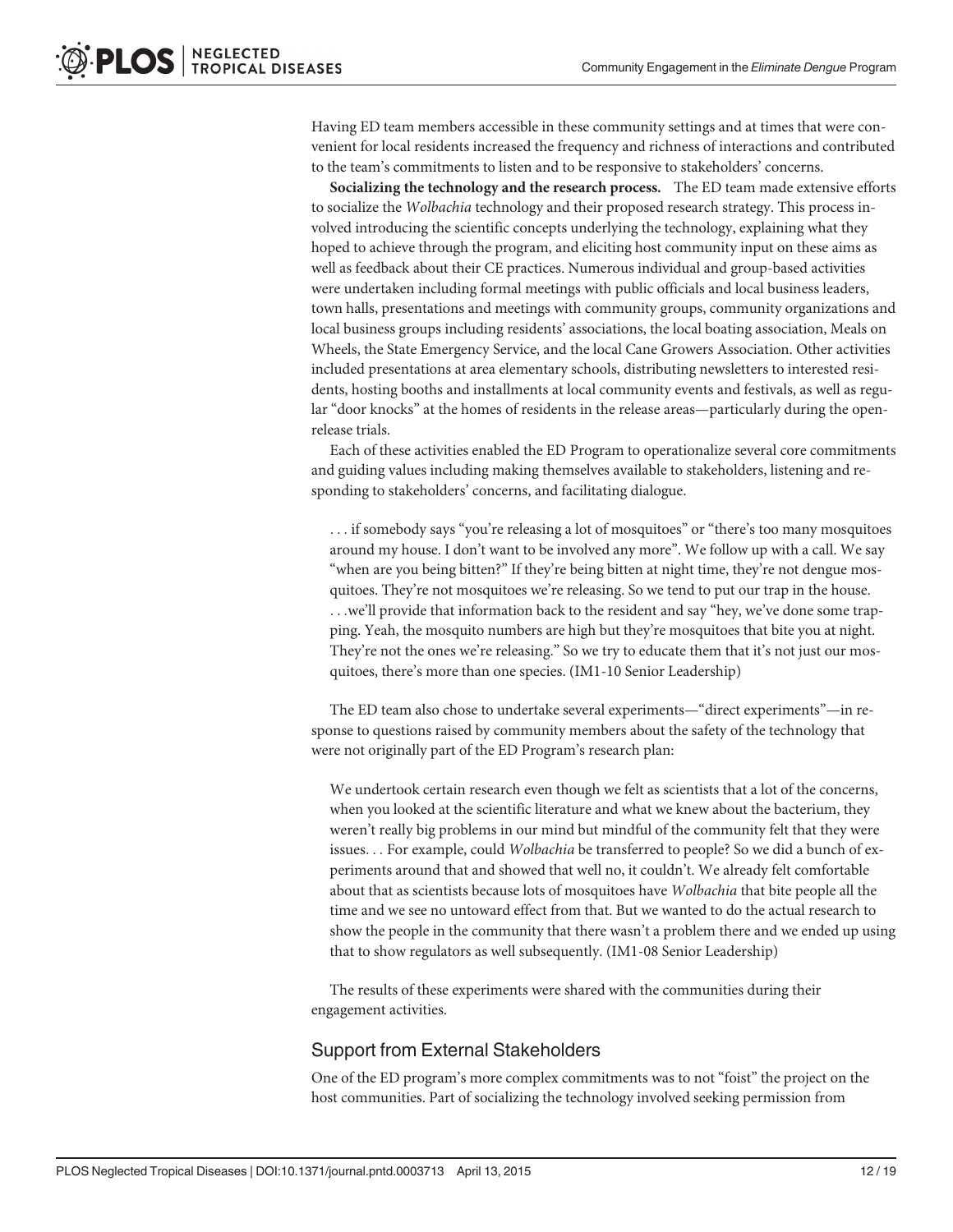Having ED team members accessible in these community settings and at times that were convenient for local residents increased the frequency and richness of interactions and contributed to the team's commitments to listen and to be responsive to stakeholders' concerns.

**Socializing the technology and the research process.** The ED team made extensive efforts to socialize the *Wolbachia* technology and their proposed research strategy. This process involved introducing the scientific concepts underlying the technology, explaining what they hoped to achieve through the program, and eliciting host community input on these aims as well as feedback about their CE practices. Numerous individual and group-based activities were undertaken including formal meetings with public officials and local business leaders, town halls, presentations and meetings with community groups, community organizations and local business groups including residents' associations, the local boating association, Meals on Wheels, the State Emergency Service, and the local Cane Growers Association. Other activities included presentations at area elementary schools, distributing newsletters to interested residents, hosting booths and installments at local community events and festivals, as well as regular "door knocks" at the homes of residents in the release areas—particularly during the open-release trials.

Each of these activities enabled the ED Program to operationalize several core commitments and guiding values including making themselves available to stakeholders, listening and responding to stakeholders' concerns, and facilitating dialogue.

> . . . if somebody says "you're releasing a lot of mosquitoes" or "there's too many mosquitoes around my house. I don't want to be involved any more". We follow up with a call. We say "when are you being bitten?" If they're being bitten at night time, they're not dengue mosquitoes. They're not mosquitoes we're releasing. So we tend to put our trap in the house. . . .we'll provide that information back to the resident and say "hey, we've done some trapping. Yeah, the mosquito numbers are high but they're mosquitoes that bite you at night. They're not the ones we're releasing." So we try to educate them that it's not just our mosquitoes, there's more than one species. (IM1-10 Senior Leadership)

The ED team also chose to undertake several experiments—"direct experiments"—in response to questions raised by community members about the safety of the technology that were not originally part of the ED Program's research plan:

> We undertook certain research even though we felt as scientists that a lot of the concerns, when you looked at the scientific literature and what we knew about the bacterium, they weren't really big problems in our mind but mindful of the community felt that they were issues. . . For example, could *Wolbachia* be transferred to people? So we did a bunch of experiments around that and showed that well no, it couldn't. We already felt comfortable about that as scientists because lots of mosquitoes have *Wolbachia* that bite people all the time and we see no untoward effect from that. But we wanted to do the actual research to show the people in the community that there wasn't a problem there and we ended up using that to show regulators as well subsequently. (IM1-08 Senior Leadership)

The results of these experiments were shared with the communities during their engagement activities.

## Support from External Stakeholders

One of the ED program's more complex commitments was to not "foist" the project on the host communities. Part of socializing the technology involved seeking permission from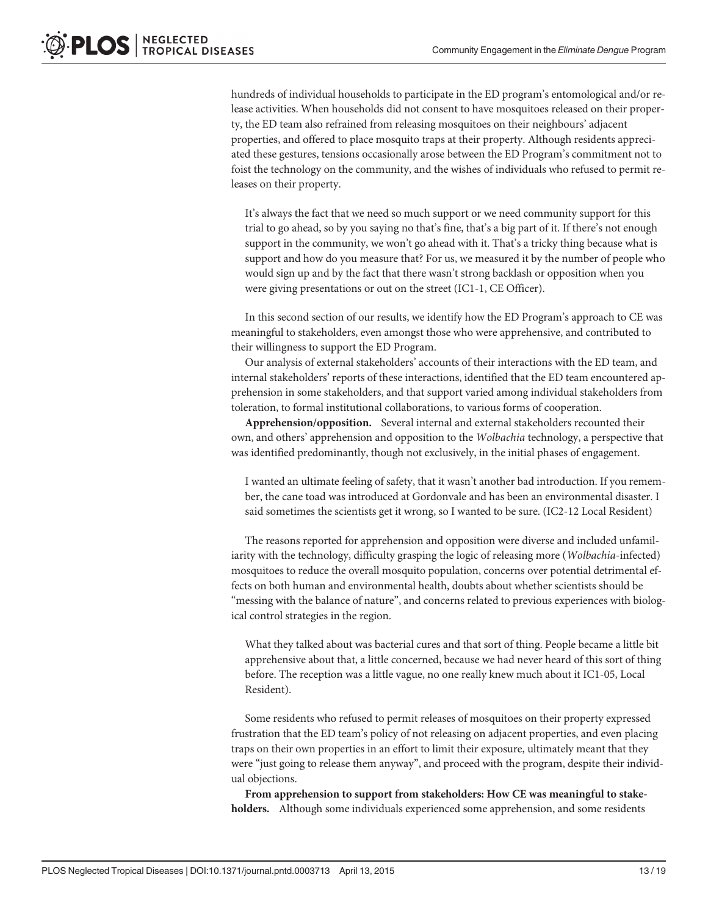hundreds of individual households to participate in the ED program's entomological and/or release activities. When households did not consent to have mosquitoes released on their property, the ED team also refrained from releasing mosquitoes on their neighbours' adjacent properties, and offered to place mosquito traps at their property. Although residents appreciated these gestures, tensions occasionally arose between the ED Program's commitment not to foist the technology on the community, and the wishes of individuals who refused to permit releases on their property.

> It's always the fact that we need so much support or we need community support for this trial to go ahead, so by you saying no that's fine, that's a big part of it. If there's not enough support in the community, we won't go ahead with it. That's a tricky thing because what is support and how do you measure that? For us, we measured it by the number of people who would sign up and by the fact that there wasn't strong backlash or opposition when you were giving presentations or out on the street (IC1-1, CE Officer).

In this second section of our results, we identify how the ED Program's approach to CE was meaningful to stakeholders, even amongst those who were apprehensive, and contributed to their willingness to support the ED Program.

Our analysis of external stakeholders' accounts of their interactions with the ED team, and internal stakeholders' reports of these interactions, identified that the ED team encountered apprehension in some stakeholders, and that support varied among individual stakeholders from toleration, to formal institutional collaborations, to various forms of cooperation.

**Apprehension/opposition.** Several internal and external stakeholders recounted their own, and others' apprehension and opposition to the *Wolbachia* technology, a perspective that was identified predominantly, though not exclusively, in the initial phases of engagement.

> I wanted an ultimate feeling of safety, that it wasn't another bad introduction. If you remember, the cane toad was introduced at Gordonvale and has been an environmental disaster. I said sometimes the scientists get it wrong, so I wanted to be sure. (IC2-12 Local Resident)

The reasons reported for apprehension and opposition were diverse and included unfamiliarity with the technology, difficulty grasping the logic of releasing more (*Wolbachia*-infected) mosquitoes to reduce the overall mosquito population, concerns over potential detrimental effects on both human and environmental health, doubts about whether scientists should be "messing with the balance of nature", and concerns related to previous experiences with biological control strategies in the region.

> What they talked about was bacterial cures and that sort of thing. People became a little bit apprehensive about that, a little concerned, because we had never heard of this sort of thing before. The reception was a little vague, no one really knew much about it IC1-05, Local Resident).

Some residents who refused to permit releases of mosquitoes on their property expressed frustration that the ED team's policy of not releasing on adjacent properties, and even placing traps on their own properties in an effort to limit their exposure, ultimately meant that they were "just going to release them anyway", and proceed with the program, despite their individual objections.

**From apprehension to support from stakeholders: How CE was meaningful to stakeholders.** Although some individuals experienced some apprehension, and some residents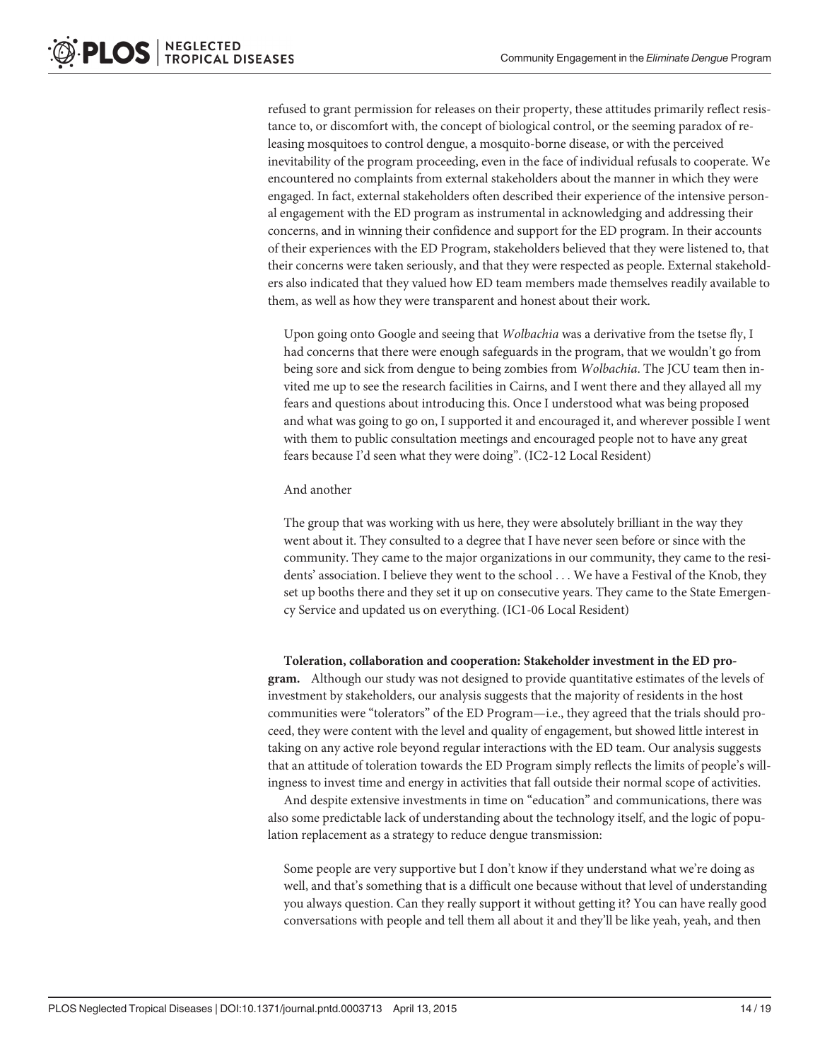refused to grant permission for releases on their property, these attitudes primarily reflect resistance to, or discomfort with, the concept of biological control, or the seeming paradox of releasing mosquitoes to control dengue, a mosquito-borne disease, or with the perceived inevitability of the program proceeding, even in the face of individual refusals to cooperate. We encountered no complaints from external stakeholders about the manner in which they were engaged. In fact, external stakeholders often described their experience of the intensive personal engagement with the ED program as instrumental in acknowledging and addressing their concerns, and in winning their confidence and support for the ED program. In their accounts of their experiences with the ED Program, stakeholders believed that they were listened to, that their concerns were taken seriously, and that they were respected as people. External stakeholders also indicated that they valued how ED team members made themselves readily available to them, as well as how they were transparent and honest about their work.

> Upon going onto Google and seeing that *Wolbachia* was a derivative from the tsetse fly, I had concerns that there were enough safeguards in the program, that we wouldn't go from being sore and sick from dengue to being zombies from *Wolbachia*. The JCU team then invited me up to see the research facilities in Cairns, and I went there and they allayed all my fears and questions about introducing this. Once I understood what was being proposed and what was going to go on, I supported it and encouraged it, and wherever possible I went with them to public consultation meetings and encouraged people not to have any great fears because I'd seen what they were doing". (IC2-12 Local Resident)

And another

> The group that was working with us here, they were absolutely brilliant in the way they went about it. They consulted to a degree that I have never seen before or since with the community. They came to the major organizations in our community, they came to the residents' association. I believe they went to the school . . . We have a Festival of the Knob, they set up booths there and they set it up on consecutive years. They came to the State Emergency Service and updated us on everything. (IC1-06 Local Resident)

**Toleration, collaboration and cooperation: Stakeholder investment in the ED program.** Although our study was not designed to provide quantitative estimates of the levels of investment by stakeholders, our analysis suggests that the majority of residents in the host communities were "tolerators" of the ED Program—i.e., they agreed that the trials should proceed, they were content with the level and quality of engagement, but showed little interest in taking on any active role beyond regular interactions with the ED team. Our analysis suggests that an attitude of toleration towards the ED Program simply reflects the limits of people's willingness to invest time and energy in activities that fall outside their normal scope of activities.

And despite extensive investments in time on "education" and communications, there was also some predictable lack of understanding about the technology itself, and the logic of population replacement as a strategy to reduce dengue transmission:

> Some people are very supportive but I don't know if they understand what we're doing as well, and that's something that is a difficult one because without that level of understanding you always question. Can they really support it without getting it? You can have really good conversations with people and tell them all about it and they'll be like yeah, yeah, and then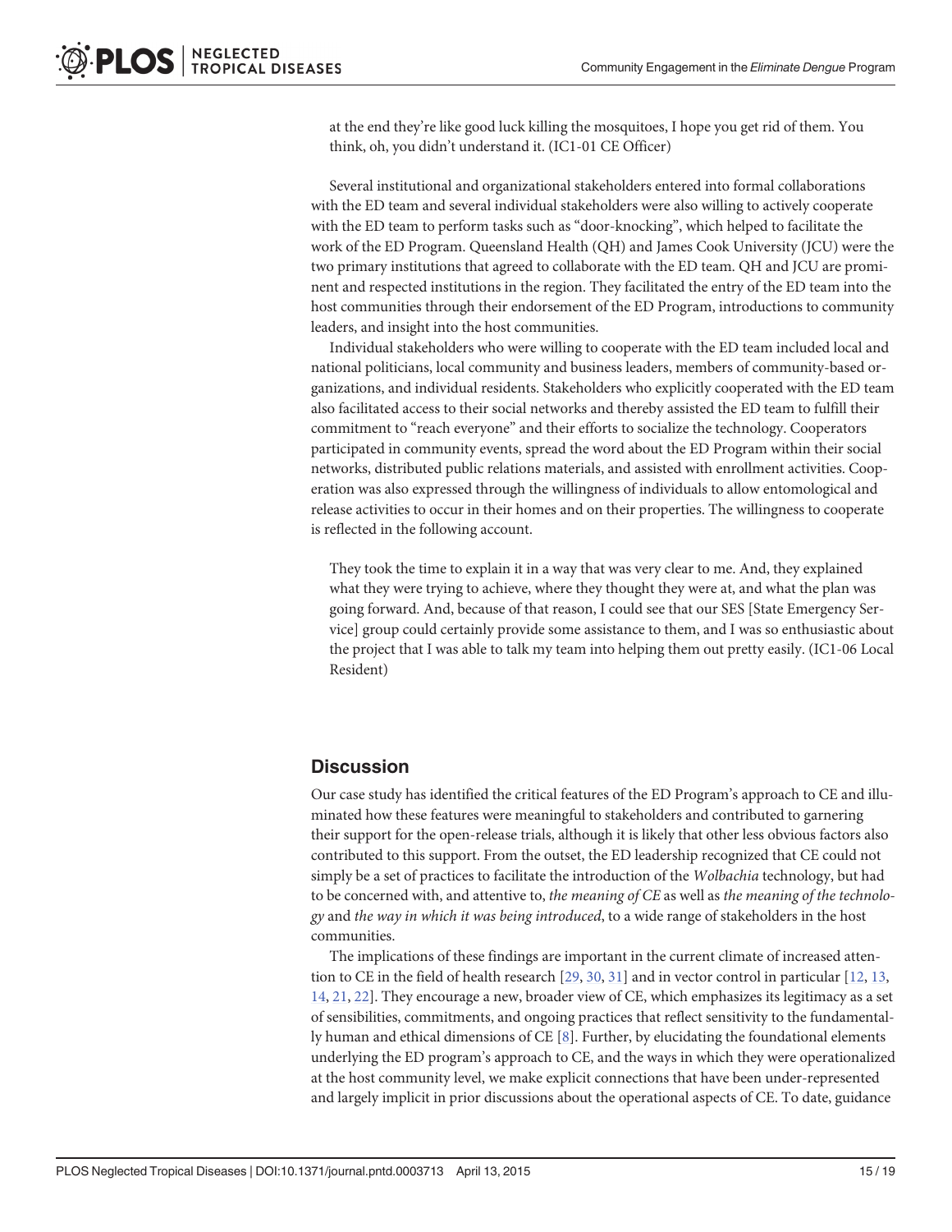> at the end they're like good luck killing the mosquitoes, I hope you get rid of them. You think, oh, you didn't understand it. (IC1-01 CE Officer)

Several institutional and organizational stakeholders entered into formal collaborations with the ED team and several individual stakeholders were also willing to actively cooperate with the ED team to perform tasks such as "door-knocking", which helped to facilitate the work of the ED Program. Queensland Health (QH) and James Cook University (JCU) were the two primary institutions that agreed to collaborate with the ED team. QH and JCU are prominent and respected institutions in the region. They facilitated the entry of the ED team into the host communities through their endorsement of the ED Program, introductions to community leaders, and insight into the host communities.

Individual stakeholders who were willing to cooperate with the ED team included local and national politicians, local community and business leaders, members of community-based organizations, and individual residents. Stakeholders who explicitly cooperated with the ED team also facilitated access to their social networks and thereby assisted the ED team to fulfill their commitment to "reach everyone" and their efforts to socialize the technology. Cooperators participated in community events, spread the word about the ED Program within their social networks, distributed public relations materials, and assisted with enrollment activities. Cooperation was also expressed through the willingness of individuals to allow entomological and release activities to occur in their homes and on their properties. The willingness to cooperate is reflected in the following account.

> They took the time to explain it in a way that was very clear to me. And, they explained what they were trying to achieve, where they thought they were at, and what the plan was going forward. And, because of that reason, I could see that our SES [State Emergency Service] group could certainly provide some assistance to them, and I was so enthusiastic about the project that I was able to talk my team into helping them out pretty easily. (IC1-06 Local Resident)

## Discussion

Our case study has identified the critical features of the ED Program's approach to CE and illuminated how these features were meaningful to stakeholders and contributed to garnering their support for the open-release trials, although it is likely that other less obvious factors also contributed to this support. From the outset, the ED leadership recognized that CE could not simply be a set of practices to facilitate the introduction of the *Wolbachia* technology, but had to be concerned with, and attentive to, *the meaning of CE* as well as *the meaning of the technology* and *the way in which it was being introduced*, to a wide range of stakeholders in the host communities.

The implications of these findings are important in the current climate of increased attention to CE in the field of health research [29, 30, 31] and in vector control in particular [12, 13, 14, 21, 22]. They encourage a new, broader view of CE, which emphasizes its legitimacy as a set of sensibilities, commitments, and ongoing practices that reflect sensitivity to the fundamentally human and ethical dimensions of CE [8]. Further, by elucidating the foundational elements underlying the ED program's approach to CE, and the ways in which they were operationalized at the host community level, we make explicit connections that have been under-represented and largely implicit in prior discussions about the operational aspects of CE. To date, guidance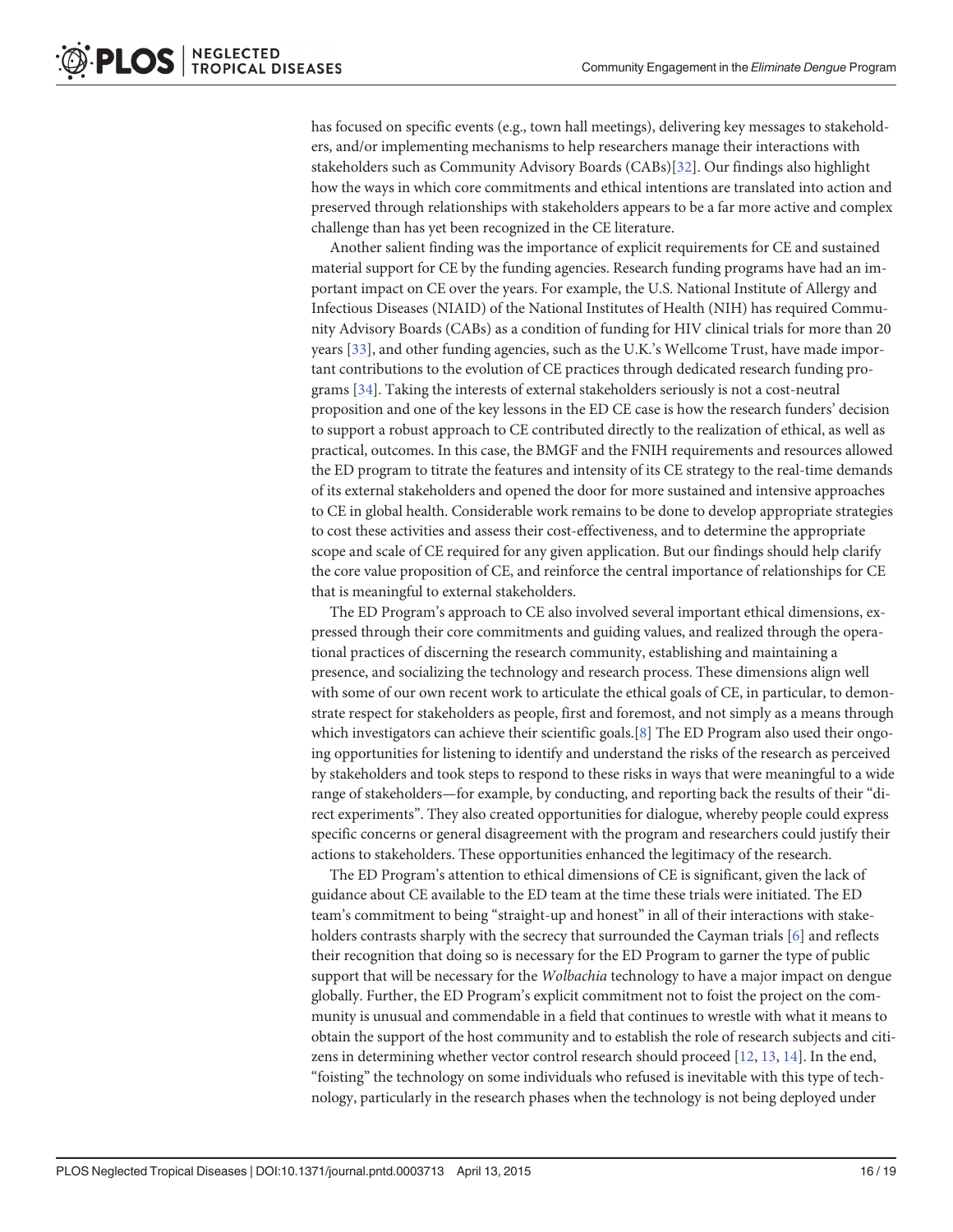has focused on specific events (e.g., town hall meetings), delivering key messages to stakeholders, and/or implementing mechanisms to help researchers manage their interactions with stakeholders such as Community Advisory Boards (CABs)[32]. Our findings also highlight how the ways in which core commitments and ethical intentions are translated into action and preserved through relationships with stakeholders appears to be a far more active and complex challenge than has yet been recognized in the CE literature.

Another salient finding was the importance of explicit requirements for CE and sustained material support for CE by the funding agencies. Research funding programs have had an important impact on CE over the years. For example, the U.S. National Institute of Allergy and Infectious Diseases (NIAID) of the National Institutes of Health (NIH) has required Community Advisory Boards (CABs) as a condition of funding for HIV clinical trials for more than 20 years [33], and other funding agencies, such as the U.K.'s Wellcome Trust, have made important contributions to the evolution of CE practices through dedicated research funding programs [34]. Taking the interests of external stakeholders seriously is not a cost-neutral proposition and one of the key lessons in the ED CE case is how the research funders' decision to support a robust approach to CE contributed directly to the realization of ethical, as well as practical, outcomes. In this case, the BMGF and the FNIH requirements and resources allowed the ED program to titrate the features and intensity of its CE strategy to the real-time demands of its external stakeholders and opened the door for more sustained and intensive approaches to CE in global health. Considerable work remains to be done to develop appropriate strategies to cost these activities and assess their cost-effectiveness, and to determine the appropriate scope and scale of CE required for any given application. But our findings should help clarify the core value proposition of CE, and reinforce the central importance of relationships for CE that is meaningful to external stakeholders.

The ED Program's approach to CE also involved several important ethical dimensions, expressed through their core commitments and guiding values, and realized through the operational practices of discerning the research community, establishing and maintaining a presence, and socializing the technology and research process. These dimensions align well with some of our own recent work to articulate the ethical goals of CE, in particular, to demonstrate respect for stakeholders as people, first and foremost, and not simply as a means through which investigators can achieve their scientific goals.[8] The ED Program also used their ongoing opportunities for listening to identify and understand the risks of the research as perceived by stakeholders and took steps to respond to these risks in ways that were meaningful to a wide range of stakeholders—for example, by conducting, and reporting back the results of their "direct experiments". They also created opportunities for dialogue, whereby people could express specific concerns or general disagreement with the program and researchers could justify their actions to stakeholders. These opportunities enhanced the legitimacy of the research.

The ED Program's attention to ethical dimensions of CE is significant, given the lack of guidance about CE available to the ED team at the time these trials were initiated. The ED team's commitment to being "straight-up and honest" in all of their interactions with stakeholders contrasts sharply with the secrecy that surrounded the Cayman trials [6] and reflects their recognition that doing so is necessary for the ED Program to garner the type of public support that will be necessary for the *Wolbachia* technology to have a major impact on dengue globally. Further, the ED Program's explicit commitment not to foist the project on the community is unusual and commendable in a field that continues to wrestle with what it means to obtain the support of the host community and to establish the role of research subjects and citizens in determining whether vector control research should proceed [12, 13, 14]. In the end, "foisting" the technology on some individuals who refused is inevitable with this type of technology, particularly in the research phases when the technology is not being deployed under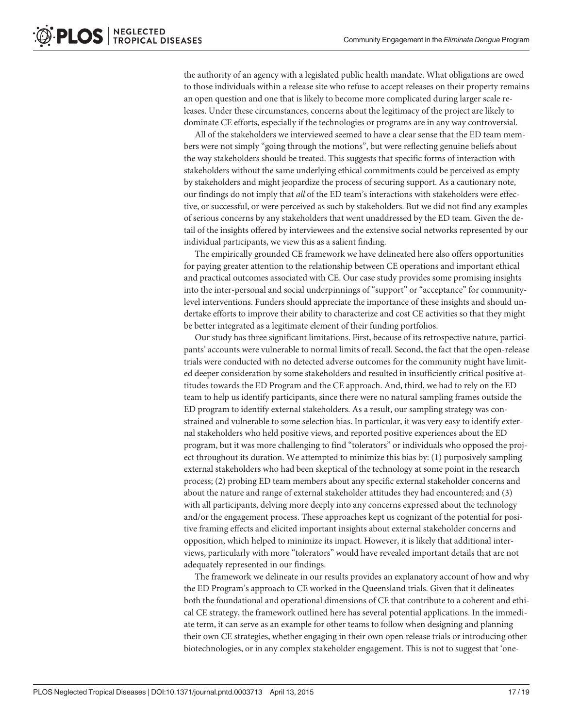the authority of an agency with a legislated public health mandate. What obligations are owed to those individuals within a release site who refuse to accept releases on their property remains an open question and one that is likely to become more complicated during larger scale releases. Under these circumstances, concerns about the legitimacy of the project are likely to dominate CE efforts, especially if the technologies or programs are in any way controversial.

All of the stakeholders we interviewed seemed to have a clear sense that the ED team members were not simply "going through the motions", but were reflecting genuine beliefs about the way stakeholders should be treated. This suggests that specific forms of interaction with stakeholders without the same underlying ethical commitments could be perceived as empty by stakeholders and might jeopardize the process of securing support. As a cautionary note, our findings do not imply that *all* of the ED team's interactions with stakeholders were effective, or successful, or were perceived as such by stakeholders. But we did not find any examples of serious concerns by any stakeholders that went unaddressed by the ED team. Given the detail of the insights offered by interviewees and the extensive social networks represented by our individual participants, we view this as a salient finding.

The empirically grounded CE framework we have delineated here also offers opportunities for paying greater attention to the relationship between CE operations and important ethical and practical outcomes associated with CE. Our case study provides some promising insights into the inter-personal and social underpinnings of "support" or "acceptance" for community-level interventions. Funders should appreciate the importance of these insights and should undertake efforts to improve their ability to characterize and cost CE activities so that they might be better integrated as a legitimate element of their funding portfolios.

Our study has three significant limitations. First, because of its retrospective nature, participants' accounts were vulnerable to normal limits of recall. Second, the fact that the open-release trials were conducted with no detected adverse outcomes for the community might have limited deeper consideration by some stakeholders and resulted in insufficiently critical positive attitudes towards the ED Program and the CE approach. And, third, we had to rely on the ED team to help us identify participants, since there were no natural sampling frames outside the ED program to identify external stakeholders. As a result, our sampling strategy was constrained and vulnerable to some selection bias. In particular, it was very easy to identify external stakeholders who held positive views, and reported positive experiences about the ED program, but it was more challenging to find "tolerators" or individuals who opposed the project throughout its duration. We attempted to minimize this bias by: (1) purposively sampling external stakeholders who had been skeptical of the technology at some point in the research process; (2) probing ED team members about any specific external stakeholder concerns and about the nature and range of external stakeholder attitudes they had encountered; and (3) with all participants, delving more deeply into any concerns expressed about the technology and/or the engagement process. These approaches kept us cognizant of the potential for positive framing effects and elicited important insights about external stakeholder concerns and opposition, which helped to minimize its impact. However, it is likely that additional interviews, particularly with more "tolerators" would have revealed important details that are not adequately represented in our findings.

The framework we delineate in our results provides an explanatory account of how and why the ED Program's approach to CE worked in the Queensland trials. Given that it delineates both the foundational and operational dimensions of CE that contribute to a coherent and ethical CE strategy, the framework outlined here has several potential applications. In the immediate term, it can serve as an example for other teams to follow when designing and planning their own CE strategies, whether engaging in their own open release trials or introducing other biotechnologies, or in any complex stakeholder engagement. This is not to suggest that 'one-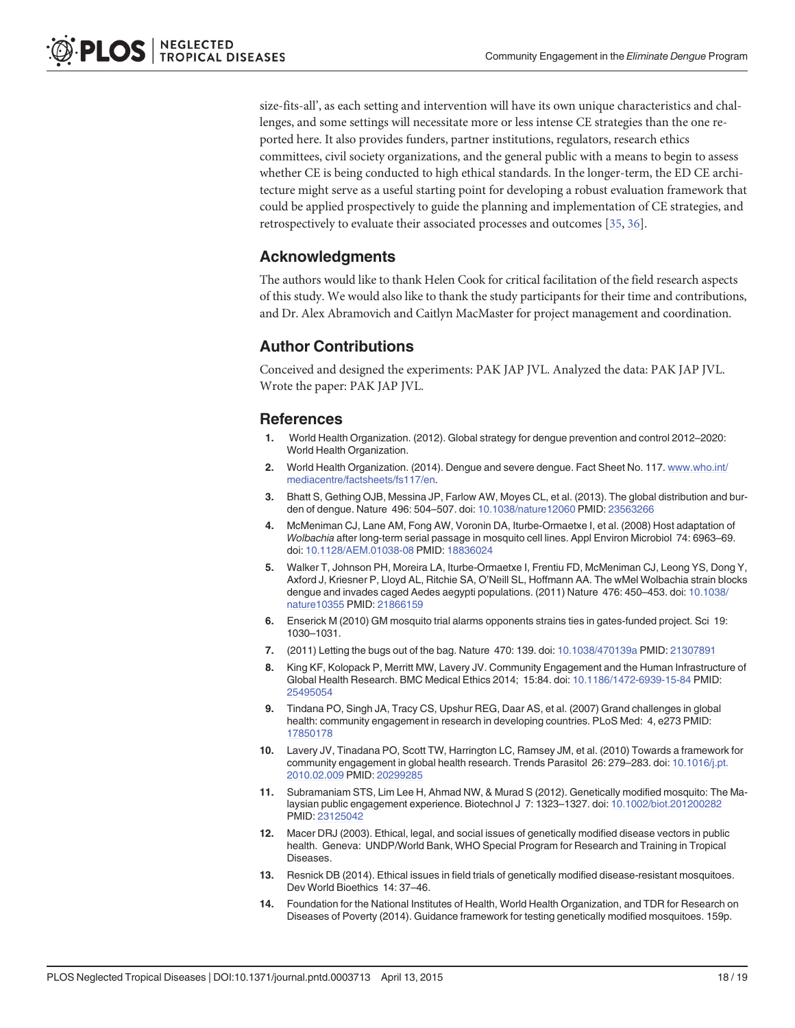size-fits-all', as each setting and intervention will have its own unique characteristics and challenges, and some settings will necessitate more or less intense CE strategies than the one reported here. It also provides funders, partner institutions, regulators, research ethics committees, civil society organizations, and the general public with a means to begin to assess whether CE is being conducted to high ethical standards. In the longer-term, the ED CE architecture might serve as a useful starting point for developing a robust evaluation framework that could be applied prospectively to guide the planning and implementation of CE strategies, and retrospectively to evaluate their associated processes and outcomes [35, 36].

## Acknowledgments

The authors would like to thank Helen Cook for critical facilitation of the field research aspects of this study. We would also like to thank the study participants for their time and contributions, and Dr. Alex Abramovich and Caitlyn MacMaster for project management and coordination.

## Author Contributions

Conceived and designed the experiments: PAK JAP JVL. Analyzed the data: PAK JAP JVL. Wrote the paper: PAK JAP JVL.

## References

1. World Health Organization. (2012). Global strategy for dengue prevention and control 2012–2020: World Health Organization.
2. World Health Organization. (2014). Dengue and severe dengue. Fact Sheet No. 117. www.who.int/mediacentre/factsheets/fs117/en.
3. Bhatt S, Gething OJB, Messina JP, Farlow AW, Moyes CL, et al. (2013). The global distribution and burden of dengue. Nature 496: 504–507. doi: 10.1038/nature12060 PMID: 23563266
4. McMeniman CJ, Lane AM, Fong AW, Voronin DA, Iturbe-Ormaetxe I, et al. (2008) Host adaptation of *Wolbachia* after long-term serial passage in mosquito cell lines. Appl Environ Microbiol 74: 6963–69. doi: 10.1128/AEM.01038-08 PMID: 18836024
5. Walker T, Johnson PH, Moreira LA, Iturbe-Ormaetxe I, Frentiu FD, McMeniman CJ, Leong YS, Dong Y, Axford J, Kriesner P, Lloyd AL, Ritchie SA, O'Neill SL, Hoffmann AA. The wMel Wolbachia strain blocks dengue and invades caged Aedes aegypti populations. (2011) Nature 476: 450–453. doi: 10.1038/nature10355 PMID: 21866159
6. Enserick M (2010) GM mosquito trial alarms opponents strains ties in gates-funded project. Sci 19: 1030–1031.
7. (2011) Letting the bugs out of the bag. Nature 470: 139. doi: 10.1038/470139a PMID: 21307891
8. King KF, Kolopack P, Merritt MW, Lavery JV. Community Engagement and the Human Infrastructure of Global Health Research. BMC Medical Ethics 2014; 15:84. doi: 10.1186/1472-6939-15-84 PMID: 25495054
9. Tindana PO, Singh JA, Tracy CS, Upshur REG, Daar AS, et al. (2007) Grand challenges in global health: community engagement in research in developing countries. PLoS Med: 4, e273 PMID: 17850178
10. Lavery JV, Tinadana PO, Scott TW, Harrington LC, Ramsey JM, et al. (2010) Towards a framework for community engagement in global health research. Trends Parasitol 26: 279–283. doi: 10.1016/j.pt.2010.02.009 PMID: 20299285
11. Subramaniam STS, Lim Lee H, Ahmad NW, & Murad S (2012). Genetically modified mosquito: The Malaysian public engagement experience. Biotechnol J 7: 1323–1327. doi: 10.1002/biot.201200282 PMID: 23125042
12. Macer DRJ (2003). Ethical, legal, and social issues of genetically modified disease vectors in public health. Geneva: UNDP/World Bank, WHO Special Program for Research and Training in Tropical Diseases.
13. Resnick DB (2014). Ethical issues in field trials of genetically modified disease-resistant mosquitoes. Dev World Bioethics 14: 37–46.
14. Foundation for the National Institutes of Health, World Health Organization, and TDR for Research on Diseases of Poverty (2014). Guidance framework for testing genetically modified mosquitoes. 159p.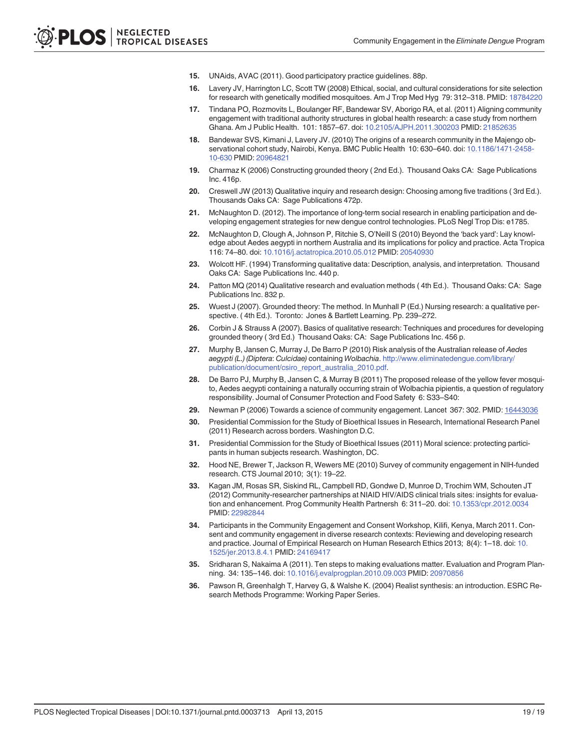15. UNAids, AVAC (2011). Good participatory practice guidelines. 88p.
16. Lavery JV, Harrington LC, Scott TW (2008) Ethical, social, and cultural considerations for site selection for research with genetically modified mosquitoes. Am J Trop Med Hyg 79: 312–318. PMID: 18784220
17. Tindana PO, Rozmovits L, Boulanger RF, Bandewar SV, Aborigo RA, et al. (2011) Aligning community engagement with traditional authority structures in global health research: a case study from northern Ghana. Am J Public Health. 101: 1857–67. doi: 10.2105/AJPH.2011.300203 PMID: 21852635
18. Bandewar SVS, Kimani J, Lavery JV. (2010) The origins of a research community in the Majengo observational cohort study, Nairobi, Kenya. BMC Public Health 10: 630–640. doi: 10.1186/1471-2458-10-630 PMID: 20964821
19. Charmaz K (2006) Constructing grounded theory ( 2nd Ed.). Thousand Oaks CA: Sage Publications Inc. 416p.
20. Creswell JW (2013) Qualitative inquiry and research design: Choosing among five traditions ( 3rd Ed.). Thousands Oaks CA: Sage Publications 472p.
21. McNaughton D. (2012). The importance of long-term social research in enabling participation and developing engagement strategies for new dengue control technologies. PLoS Negl Trop Dis: e1785.
22. McNaughton D, Clough A, Johnson P, Ritchie S, O'Neill S (2010) Beyond the 'back yard': Lay knowledge about Aedes aegypti in northern Australia and its implications for policy and practice. Acta Tropica 116: 74–80. doi: 10.1016/j.actatropica.2010.05.012 PMID: 20540930
23. Wolcott HF. (1994) Transforming qualitative data: Description, analysis, and interpretation. Thousand Oaks CA: Sage Publications Inc. 440 p.
24. Patton MQ (2014) Qualitative research and evaluation methods ( 4th Ed.). Thousand Oaks: CA: Sage Publications Inc. 832 p.
25. Wuest J (2007). Grounded theory: The method. In Munhall P (Ed.) Nursing research: a qualitative perspective. ( 4th Ed.). Toronto: Jones & Bartlett Learning. Pp. 239–272.
26. Corbin J & Strauss A (2007). Basics of qualitative research: Techniques and procedures for developing grounded theory ( 3rd Ed.) Thousand Oaks: CA: Sage Publications Inc. 456 p.
27. Murphy B, Jansen C, Murray J, De Barro P (2010) Risk analysis of the Australian release of *Aedes aegypti (L.) (Diptera: Culcidae)* containing *Wolbachia*. http://www.eliminatedengue.com/library/publication/document/csiro_report_australia_2010.pdf.
28. De Barro PJ, Murphy B, Jansen C, & Murray B (2011) The proposed release of the yellow fever mosquito, Aedes aegypti containing a naturally occurring strain of Wolbachia pipientis, a question of regulatory responsibility. Journal of Consumer Protection and Food Safety 6: S33–S40:
29. Newman P (2006) Towards a science of community engagement. Lancet 367: 302. PMID: 16443036
30. Presidential Commission for the Study of Bioethical Issues in Research, International Research Panel (2011) Research across borders. Washington D.C.
31. Presidential Commission for the Study of Bioethical Issues (2011) Moral science: protecting participants in human subjects research. Washington, DC.
32. Hood NE, Brewer T, Jackson R, Wewers ME (2010) Survey of community engagement in NIH-funded research. CTS Journal 2010; 3(1): 19–22.
33. Kagan JM, Rosas SR, Siskind RL, Campbell RD, Gondwe D, Munroe D, Trochim WM, Schouten JT (2012) Community-researcher partnerships at NIAID HIV/AIDS clinical trials sites: insights for evaluation and enhancement. Prog Community Health Partnersh 6: 311–20. doi: 10.1353/cpr.2012.0034 PMID: 22982844
34. Participants in the Community Engagement and Consent Workshop, Kilifi, Kenya, March 2011. Consent and community engagement in diverse research contexts: Reviewing and developing research and practice. Journal of Empirical Research on Human Research Ethics 2013; 8(4): 1–18. doi: 10.1525/jer.2013.8.4.1 PMID: 24169417
35. Sridharan S, Nakaima A (2011). Ten steps to making evaluations matter. Evaluation and Program Planning. 34: 135–146. doi: 10.1016/j.evalprogplan.2010.09.003 PMID: 20970856
36. Pawson R, Greenhalgh T, Harvey G, & Walshe K. (2004) Realist synthesis: an introduction. ESRC Research Methods Programme: Working Paper Series.